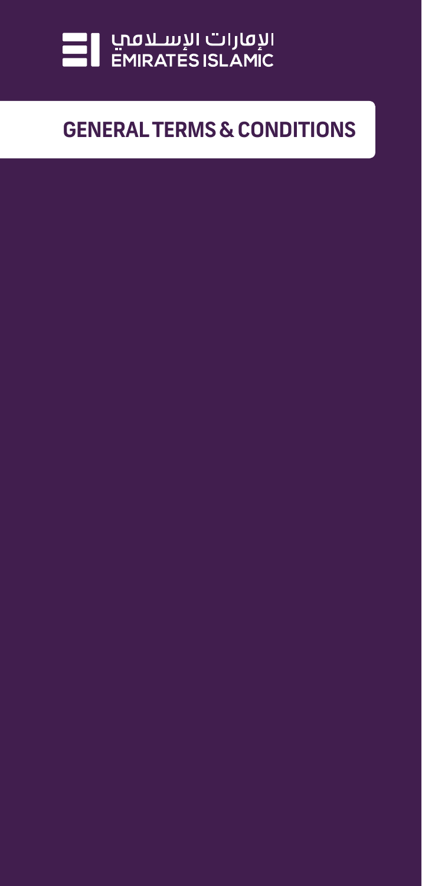الإمارات الإسلامي
EMIRATES ISLAMIC

# GENERAL TERMS & CONDITIONS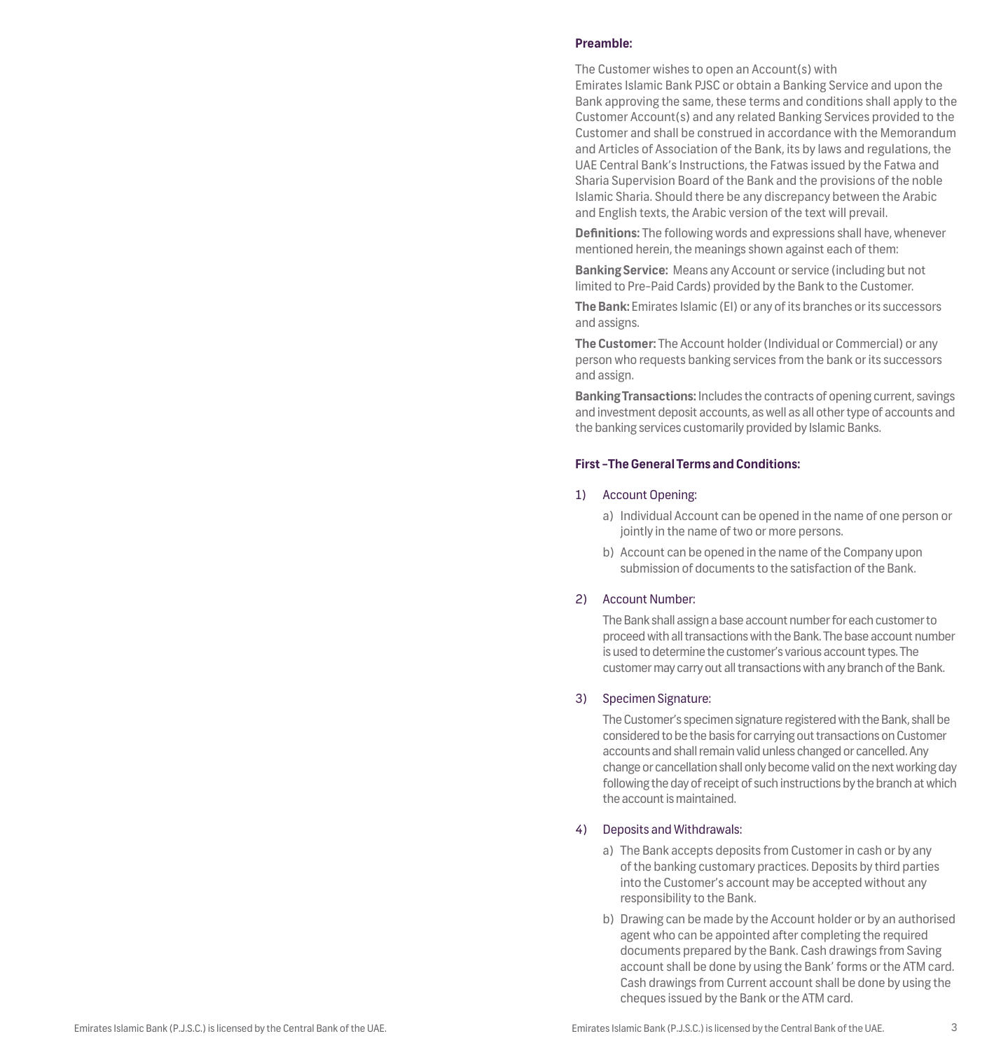**Preamble:**

The Customer wishes to open an Account(s) with Emirates Islamic Bank PJSC or obtain a Banking Service and upon the Bank approving the same, these terms and conditions shall apply to the Customer Account(s) and any related Banking Services provided to the Customer and shall be construed in accordance with the Memorandum and Articles of Association of the Bank, its by laws and regulations, the UAE Central Bank's Instructions, the Fatwas issued by the Fatwa and Sharia Supervision Board of the Bank and the provisions of the noble Islamic Sharia. Should there be any discrepancy between the Arabic and English texts, the Arabic version of the text will prevail.

**Definitions:** The following words and expressions shall have, whenever mentioned herein, the meanings shown against each of them:

**Banking Service:** Means any Account or service (including but not limited to Pre-Paid Cards) provided by the Bank to the Customer.

**The Bank:** Emirates Islamic (EI) or any of its branches or its successors and assigns.

**The Customer:** The Account holder (Individual or Commercial) or any person who requests banking services from the bank or its successors and assign.

**Banking Transactions:** Includes the contracts of opening current, savings and investment deposit accounts, as well as all other type of accounts and the banking services customarily provided by Islamic Banks.

**First –The General Terms and Conditions:**

1) Account Opening:

   a) Individual Account can be opened in the name of one person or jointly in the name of two or more persons.

   b) Account can be opened in the name of the Company upon submission of documents to the satisfaction of the Bank.

2) Account Number:

   The Bank shall assign a base account number for each customer to proceed with all transactions with the Bank. The base account number is used to determine the customer's various account types. The customer may carry out all transactions with any branch of the Bank.

3) Specimen Signature:

   The Customer's specimen signature registered with the Bank, shall be considered to be the basis for carrying out transactions on Customer accounts and shall remain valid unless changed or cancelled. Any change or cancellation shall only become valid on the next working day following the day of receipt of such instructions by the branch at which the account is maintained.

4) Deposits and Withdrawals:

   a) The Bank accepts deposits from Customer in cash or by any of the banking customary practices. Deposits by third parties into the Customer's account may be accepted without any responsibility to the Bank.

   b) Drawing can be made by the Account holder or by an authorised agent who can be appointed after completing the required documents prepared by the Bank. Cash drawings from Saving account shall be done by using the Bank' forms or the ATM card. Cash drawings from Current account shall be done by using the cheques issued by the Bank or the ATM card.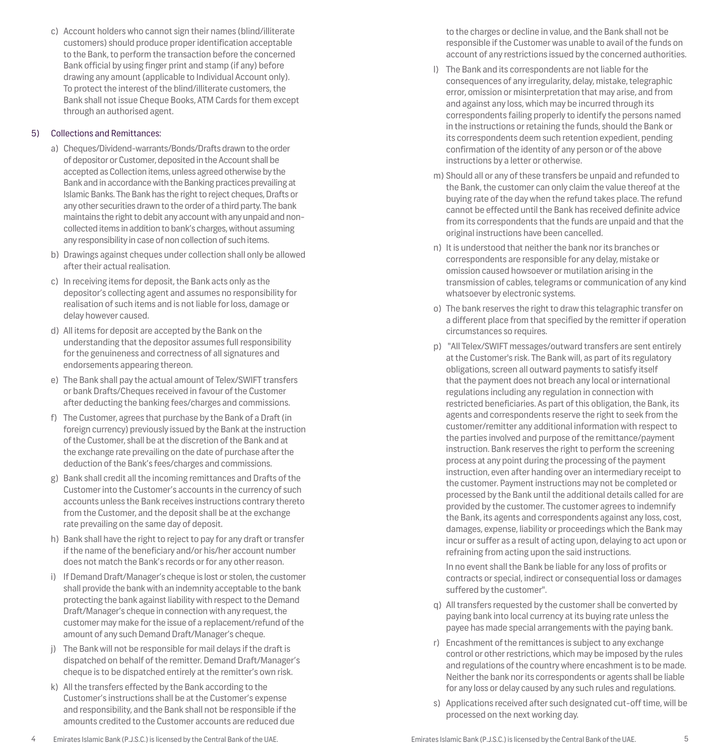c) Account holders who cannot sign their names (blind/illiterate customers) should produce proper identification acceptable to the Bank, to perform the transaction before the concerned Bank official by using finger print and stamp (if any) before drawing any amount (applicable to Individual Account only). To protect the interest of the blind/illiterate customers, the Bank shall not issue Cheque Books, ATM Cards for them except through an authorised agent.

5) Collections and Remittances:

a) Cheques/Dividend-warrants/Bonds/Drafts drawn to the order of depositor or Customer, deposited in the Account shall be accepted as Collection items, unless agreed otherwise by the Bank and in accordance with the Banking practices prevailing at Islamic Banks. The Bank has the right to reject cheques, Drafts or any other securities drawn to the order of a third party. The bank maintains the right to debit any account with any unpaid and non-collected items in addition to bank's charges, without assuming any responsibility in case of non collection of such items.

b) Drawings against cheques under collection shall only be allowed after their actual realisation.

c) In receiving items for deposit, the Bank acts only as the depositor's collecting agent and assumes no responsibility for realisation of such items and is not liable for loss, damage or delay however caused.

d) All items for deposit are accepted by the Bank on the understanding that the depositor assumes full responsibility for the genuineness and correctness of all signatures and endorsements appearing thereon.

e) The Bank shall pay the actual amount of Telex/SWIFT transfers or bank Drafts/Cheques received in favour of the Customer after deducting the banking fees/charges and commissions.

f) The Customer, agrees that purchase by the Bank of a Draft (in foreign currency) previously issued by the Bank at the instruction of the Customer, shall be at the discretion of the Bank and at the exchange rate prevailing on the date of purchase after the deduction of the Bank's fees/charges and commissions.

g) Bank shall credit all the incoming remittances and Drafts of the Customer into the Customer's accounts in the currency of such accounts unless the Bank receives instructions contrary thereto from the Customer, and the deposit shall be at the exchange rate prevailing on the same day of deposit.

h) Bank shall have the right to reject to pay for any draft or transfer if the name of the beneficiary and/or his/her account number does not match the Bank's records or for any other reason.

i) If Demand Draft/Manager's cheque is lost or stolen, the customer shall provide the bank with an indemnity acceptable to the bank protecting the bank against liability with respect to the Demand Draft/Manager's cheque in connection with any request, the customer may make for the issue of a replacement/refund of the amount of any such Demand Draft/Manager's cheque.

j) The Bank will not be responsible for mail delays if the draft is dispatched on behalf of the remitter. Demand Draft/Manager's cheque is to be dispatched entirely at the remitter's own risk.

k) All the transfers effected by the Bank according to the Customer's instructions shall be at the Customer's expense and responsibility, and the Bank shall not be responsible if the amounts credited to the Customer accounts are reduced due to the charges or decline in value, and the Bank shall not be responsible if the Customer was unable to avail of the funds on account of any restrictions issued by the concerned authorities.

l) The Bank and its correspondents are not liable for the consequences of any irregularity, delay, mistake, telegraphic error, omission or misinterpretation that may arise, and from and against any loss, which may be incurred through its correspondents failing properly to identify the persons named in the instructions or retaining the funds, should the Bank or its correspondents deem such retention expedient, pending confirmation of the identity of any person or of the above instructions by a letter or otherwise.

m) Should all or any of these transfers be unpaid and refunded to the Bank, the customer can only claim the value thereof at the buying rate of the day when the refund takes place. The refund cannot be effected until the Bank has received definite advice from its correspondents that the funds are unpaid and that the original instructions have been cancelled.

n) It is understood that neither the bank nor its branches or correspondents are responsible for any delay, mistake or omission caused howsoever or mutilation arising in the transmission of cables, telegrams or communication of any kind whatsoever by electronic systems.

o) The bank reserves the right to draw this telegraphic transfer on a different place from that specified by the remitter if operation circumstances so requires.

p) "All Telex/SWIFT messages/outward transfers are sent entirely at the Customer's risk. The Bank will, as part of its regulatory obligations, screen all outward payments to satisfy itself that the payment does not breach any local or international regulations including any regulation in connection with restricted beneficiaries. As part of this obligation, the Bank, its agents and correspondents reserve the right to seek from the customer/remitter any additional information with respect to the parties involved and purpose of the remittance/payment instruction. Bank reserves the right to perform the screening process at any point during the processing of the payment instruction, even after handing over an intermediary receipt to the customer. Payment instructions may not be completed or processed by the Bank until the additional details called for are provided by the customer. The customer agrees to indemnify the Bank, its agents and correspondents against any loss, cost, damages, expense, liability or proceedings which the Bank may incur or suffer as a result of acting upon, delaying to act upon or refraining from acting upon the said instructions.

In no event shall the Bank be liable for any loss of profits or contracts or special, indirect or consequential loss or damages suffered by the customer".

q) All transfers requested by the customer shall be converted by paying bank into local currency at its buying rate unless the payee has made special arrangements with the paying bank.

r) Encashment of the remittances is subject to any exchange control or other restrictions, which may be imposed by the rules and regulations of the country where encashment is to be made. Neither the bank nor its correspondents or agents shall be liable for any loss or delay caused by any such rules and regulations.

s) Applications received after such designated cut-off time, will be processed on the next working day.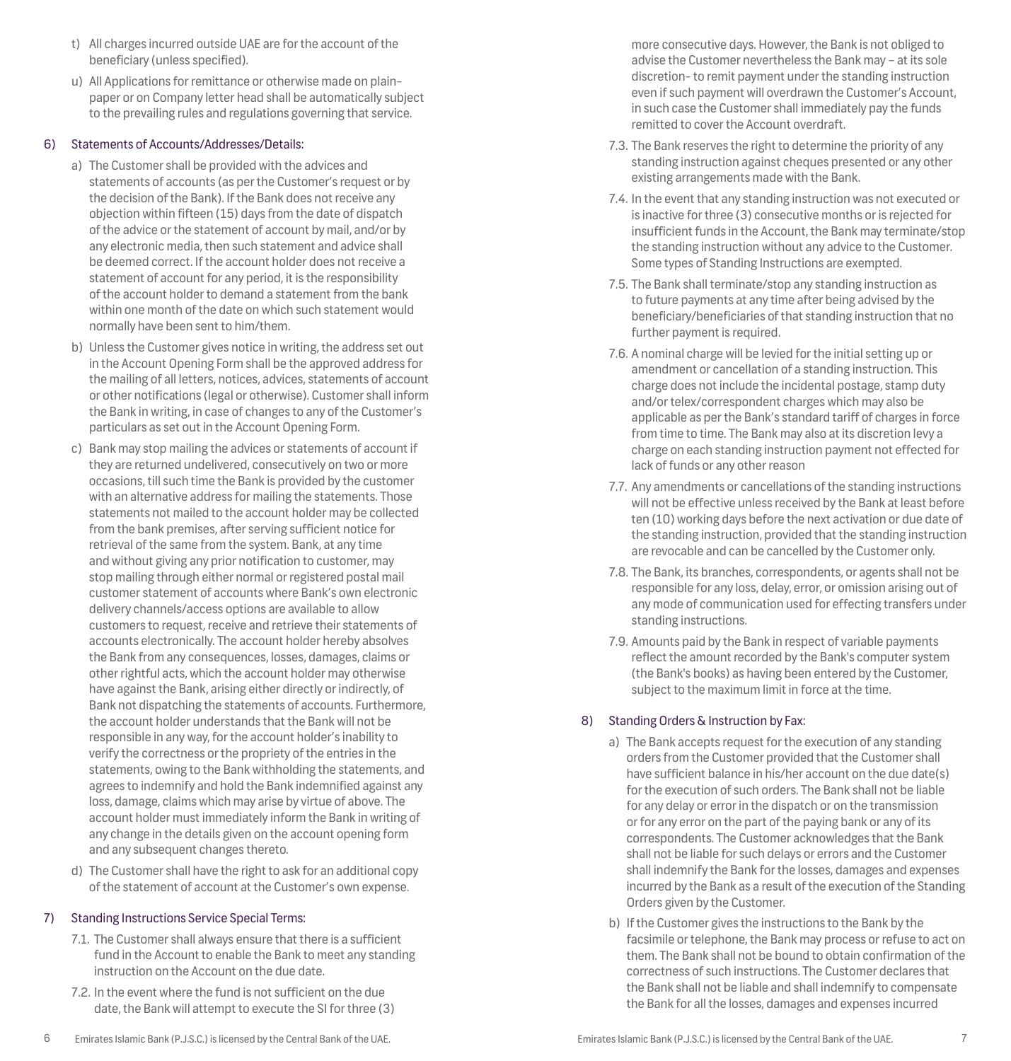t) All charges incurred outside UAE are for the account of the beneficiary (unless specified).

u) All Applications for remittance or otherwise made on plain-paper or on Company letter head shall be automatically subject to the prevailing rules and regulations governing that service.

## 6) Statements of Accounts/Addresses/Details:

a) The Customer shall be provided with the advices and statements of accounts (as per the Customer's request or by the decision of the Bank). If the Bank does not receive any objection within fifteen (15) days from the date of dispatch of the advice or the statement of account by mail, and/or by any electronic media, then such statement and advice shall be deemed correct. If the account holder does not receive a statement of account for any period, it is the responsibility of the account holder to demand a statement from the bank within one month of the date on which such statement would normally have been sent to him/them.

b) Unless the Customer gives notice in writing, the address set out in the Account Opening Form shall be the approved address for the mailing of all letters, notices, advices, statements of account or other notifications (legal or otherwise). Customer shall inform the Bank in writing, in case of changes to any of the Customer's particulars as set out in the Account Opening Form.

c) Bank may stop mailing the advices or statements of account if they are returned undelivered, consecutively on two or more occasions, till such time the Bank is provided by the customer with an alternative address for mailing the statements. Those statements not mailed to the account holder may be collected from the bank premises, after serving sufficient notice for retrieval of the same from the system. Bank, at any time and without giving any prior notification to customer, may stop mailing through either normal or registered postal mail customer statement of accounts where Bank's own electronic delivery channels/access options are available to allow customers to request, receive and retrieve their statements of accounts electronically. The account holder hereby absolves the Bank from any consequences, losses, damages, claims or other rightful acts, which the account holder may otherwise have against the Bank, arising either directly or indirectly, of Bank not dispatching the statements of accounts. Furthermore, the account holder understands that the Bank will not be responsible in any way, for the account holder's inability to verify the correctness or the propriety of the entries in the statements, owing to the Bank withholding the statements, and agrees to indemnify and hold the Bank indemnified against any loss, damage, claims which may arise by virtue of above. The account holder must immediately inform the Bank in writing of any change in the details given on the account opening form and any subsequent changes thereto.

d) The Customer shall have the right to ask for an additional copy of the statement of account at the Customer's own expense.

## 7) Standing Instructions Service Special Terms:

7.1. The Customer shall always ensure that there is a sufficient fund in the Account to enable the Bank to meet any standing instruction on the Account on the due date.

7.2. In the event where the fund is not sufficient on the due date, the Bank will attempt to execute the SI for three (3) more consecutive days. However, the Bank is not obliged to advise the Customer nevertheless the Bank may – at its sole discretion- to remit payment under the standing instruction even if such payment will overdrawn the Customer's Account, in such case the Customer shall immediately pay the funds remitted to cover the Account overdraft.

7.3. The Bank reserves the right to determine the priority of any standing instruction against cheques presented or any other existing arrangements made with the Bank.

7.4. In the event that any standing instruction was not executed or is inactive for three (3) consecutive months or is rejected for insufficient funds in the Account, the Bank may terminate/stop the standing instruction without any advice to the Customer. Some types of Standing Instructions are exempted.

7.5. The Bank shall terminate/stop any standing instruction as to future payments at any time after being advised by the beneficiary/beneficiaries of that standing instruction that no further payment is required.

7.6. A nominal charge will be levied for the initial setting up or amendment or cancellation of a standing instruction. This charge does not include the incidental postage, stamp duty and/or telex/correspondent charges which may also be applicable as per the Bank's standard tariff of charges in force from time to time. The Bank may also at its discretion levy a charge on each standing instruction payment not effected for lack of funds or any other reason

7.7. Any amendments or cancellations of the standing instructions will not be effective unless received by the Bank at least before ten (10) working days before the next activation or due date of the standing instruction, provided that the standing instruction are revocable and can be cancelled by the Customer only.

7.8. The Bank, its branches, correspondents, or agents shall not be responsible for any loss, delay, error, or omission arising out of any mode of communication used for effecting transfers under standing instructions.

7.9. Amounts paid by the Bank in respect of variable payments reflect the amount recorded by the Bank's computer system (the Bank's books) as having been entered by the Customer, subject to the maximum limit in force at the time.

## 8) Standing Orders & Instruction by Fax:

a) The Bank accepts request for the execution of any standing orders from the Customer provided that the Customer shall have sufficient balance in his/her account on the due date(s) for the execution of such orders. The Bank shall not be liable for any delay or error in the dispatch or on the transmission or for any error on the part of the paying bank or any of its correspondents. The Customer acknowledges that the Bank shall not be liable for such delays or errors and the Customer shall indemnify the Bank for the losses, damages and expenses incurred by the Bank as a result of the execution of the Standing Orders given by the Customer.

b) If the Customer gives the instructions to the Bank by the facsimile or telephone, the Bank may process or refuse to act on them. The Bank shall not be bound to obtain confirmation of the correctness of such instructions. The Customer declares that the Bank shall not be liable and shall indemnify to compensate the Bank for all the losses, damages and expenses incurred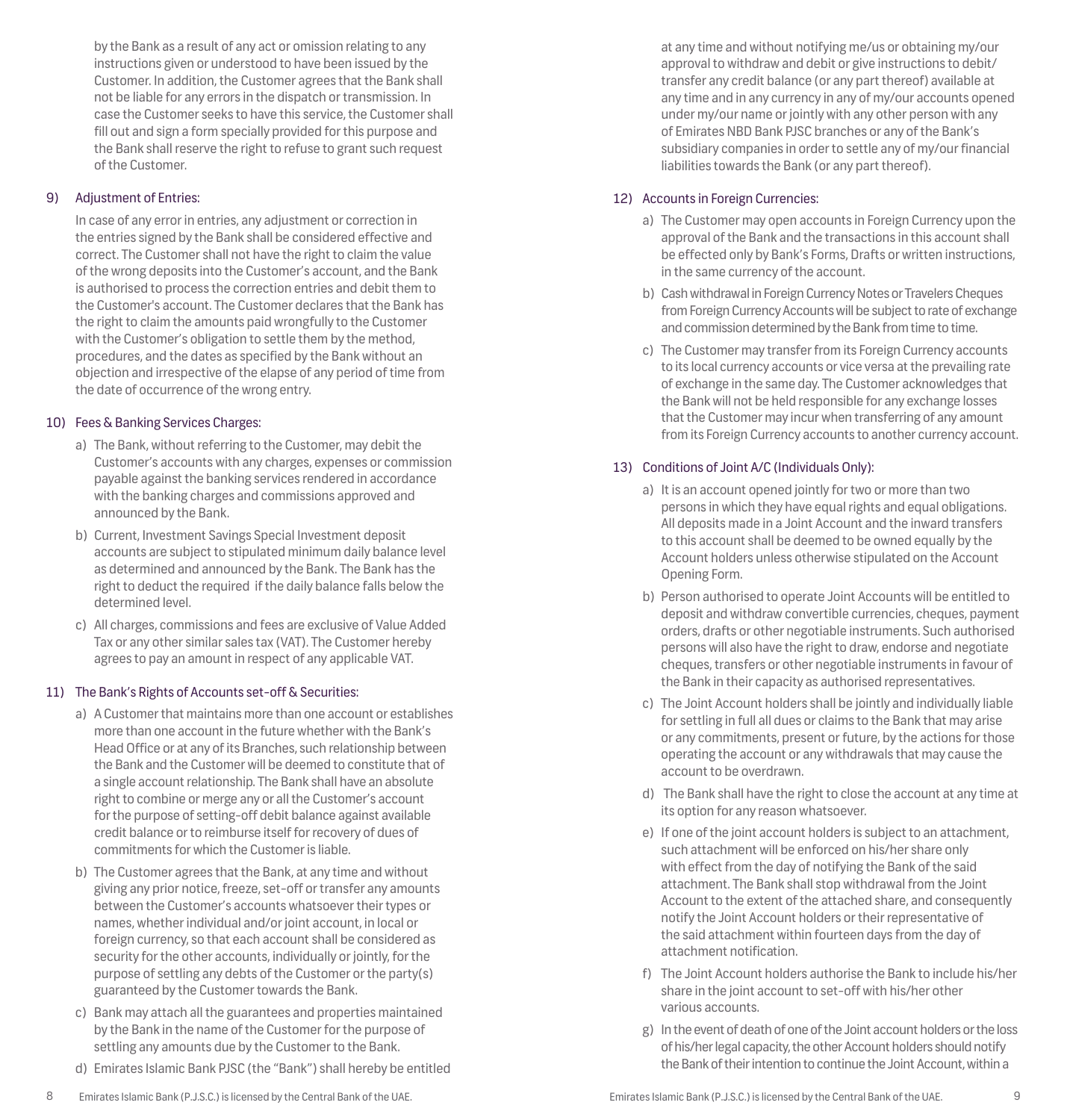by the Bank as a result of any act or omission relating to any instructions given or understood to have been issued by the Customer. In addition, the Customer agrees that the Bank shall not be liable for any errors in the dispatch or transmission. In case the Customer seeks to have this service, the Customer shall fill out and sign a form specially provided for this purpose and the Bank shall reserve the right to refuse to grant such request of the Customer.

9) Adjustment of Entries:

In case of any error in entries, any adjustment or correction in the entries signed by the Bank shall be considered effective and correct. The Customer shall not have the right to claim the value of the wrong deposits into the Customer's account, and the Bank is authorised to process the correction entries and debit them to the Customer's account. The Customer declares that the Bank has the right to claim the amounts paid wrongfully to the Customer with the Customer's obligation to settle them by the method, procedures, and the dates as specified by the Bank without an objection and irrespective of the elapse of any period of time from the date of occurrence of the wrong entry.

10) Fees & Banking Services Charges:

a) The Bank, without referring to the Customer, may debit the Customer's accounts with any charges, expenses or commission payable against the banking services rendered in accordance with the banking charges and commissions approved and announced by the Bank.

b) Current, Investment Savings Special Investment deposit accounts are subject to stipulated minimum daily balance level as determined and announced by the Bank. The Bank has the right to deduct the required if the daily balance falls below the determined level.

c) All charges, commissions and fees are exclusive of Value Added Tax or any other similar sales tax (VAT). The Customer hereby agrees to pay an amount in respect of any applicable VAT.

11) The Bank's Rights of Accounts set-off & Securities:

a) A Customer that maintains more than one account or establishes more than one account in the future whether with the Bank's Head Office or at any of its Branches, such relationship between the Bank and the Customer will be deemed to constitute that of a single account relationship. The Bank shall have an absolute right to combine or merge any or all the Customer's account for the purpose of setting-off debit balance against available credit balance or to reimburse itself for recovery of dues of commitments for which the Customer is liable.

b) The Customer agrees that the Bank, at any time and without giving any prior notice, freeze, set-off or transfer any amounts between the Customer's accounts whatsoever their types or names, whether individual and/or joint account, in local or foreign currency, so that each account shall be considered as security for the other accounts, individually or jointly, for the purpose of settling any debts of the Customer or the party(s) guaranteed by the Customer towards the Bank.

c) Bank may attach all the guarantees and properties maintained by the Bank in the name of the Customer for the purpose of settling any amounts due by the Customer to the Bank.

d) Emirates Islamic Bank PJSC (the "Bank") shall hereby be entitled at any time and without notifying me/us or obtaining my/our approval to withdraw and debit or give instructions to debit/ transfer any credit balance (or any part thereof) available at any time and in any currency in any of my/our accounts opened under my/our name or jointly with any other person with any of Emirates NBD Bank PJSC branches or any of the Bank's subsidiary companies in order to settle any of my/our financial liabilities towards the Bank (or any part thereof).

12) Accounts in Foreign Currencies:

a) The Customer may open accounts in Foreign Currency upon the approval of the Bank and the transactions in this account shall be effected only by Bank's Forms, Drafts or written instructions, in the same currency of the account.

b) Cash withdrawal in Foreign Currency Notes or Travelers Cheques from Foreign Currency Accounts will be subject to rate of exchange and commission determined by the Bank from time to time.

c) The Customer may transfer from its Foreign Currency accounts to its local currency accounts or vice versa at the prevailing rate of exchange in the same day. The Customer acknowledges that the Bank will not be held responsible for any exchange losses that the Customer may incur when transferring of any amount from its Foreign Currency accounts to another currency account.

13) Conditions of Joint A/C (Individuals Only):

a) It is an account opened jointly for two or more than two persons in which they have equal rights and equal obligations. All deposits made in a Joint Account and the inward transfers to this account shall be deemed to be owned equally by the Account holders unless otherwise stipulated on the Account Opening Form.

b) Person authorised to operate Joint Accounts will be entitled to deposit and withdraw convertible currencies, cheques, payment orders, drafts or other negotiable instruments. Such authorised persons will also have the right to draw, endorse and negotiate cheques, transfers or other negotiable instruments in favour of the Bank in their capacity as authorised representatives.

c) The Joint Account holders shall be jointly and individually liable for settling in full all dues or claims to the Bank that may arise or any commitments, present or future, by the actions for those operating the account or any withdrawals that may cause the account to be overdrawn.

d) The Bank shall have the right to close the account at any time at its option for any reason whatsoever.

e) If one of the joint account holders is subject to an attachment, such attachment will be enforced on his/her share only with effect from the day of notifying the Bank of the said attachment. The Bank shall stop withdrawal from the Joint Account to the extent of the attached share, and consequently notify the Joint Account holders or their representative of the said attachment within fourteen days from the day of attachment notification.

f) The Joint Account holders authorise the Bank to include his/her share in the joint account to set-off with his/her other various accounts.

g) In the event of death of one of the Joint account holders or the loss of his/her legal capacity, the other Account holders should notify the Bank of their intention to continue the Joint Account, within a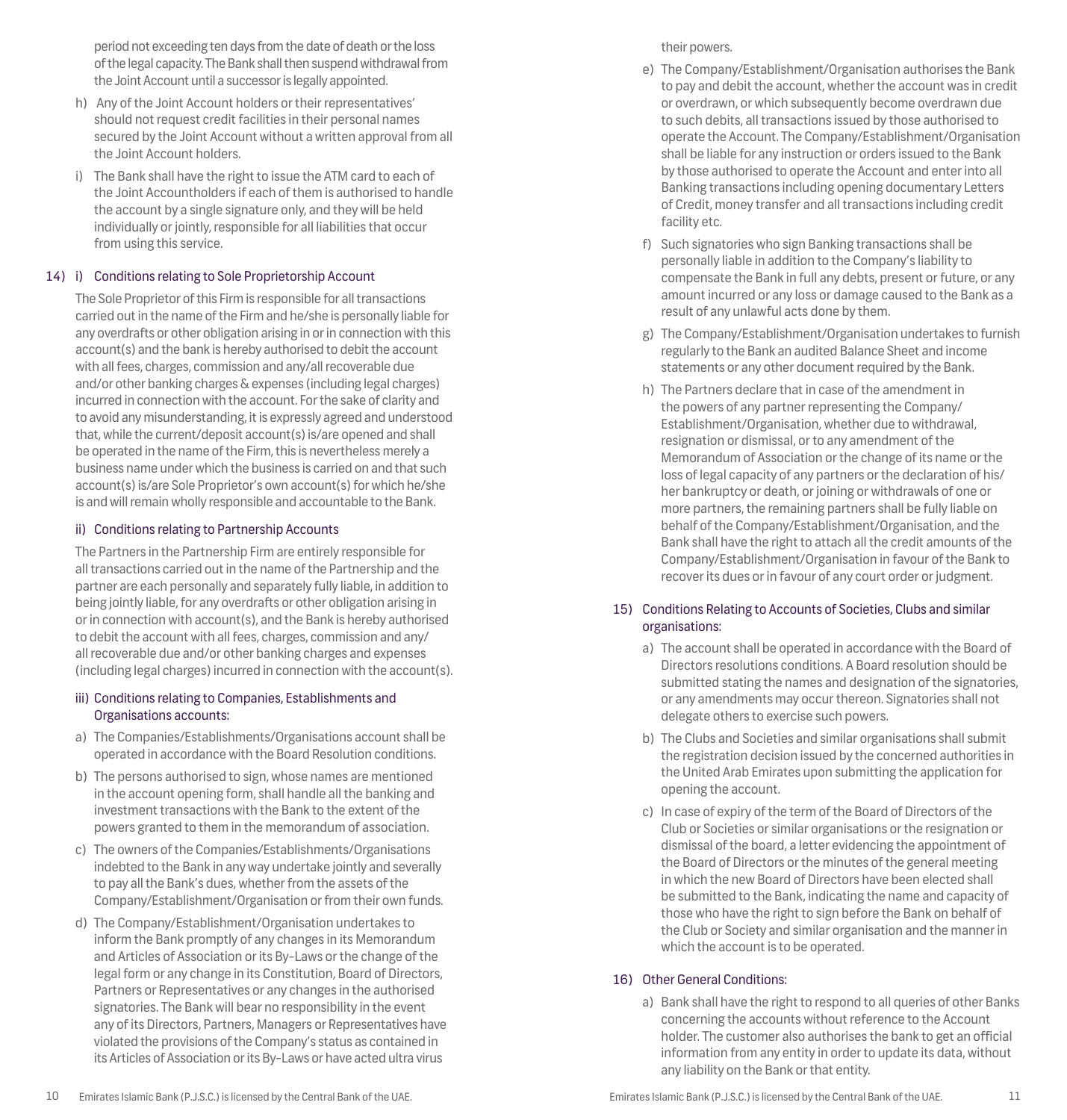period not exceeding ten days from the date of death or the loss of the legal capacity. The Bank shall then suspend withdrawal from the Joint Account until a successor is legally appointed.

h) Any of the Joint Account holders or their representatives' should not request credit facilities in their personal names secured by the Joint Account without a written approval from all the Joint Account holders.

i) The Bank shall have the right to issue the ATM card to each of the Joint Accountholders if each of them is authorised to handle the account by a single signature only, and they will be held individually or jointly, responsible for all liabilities that occur from using this service.

14) i) Conditions relating to Sole Proprietorship Account

The Sole Proprietor of this Firm is responsible for all transactions carried out in the name of the Firm and he/she is personally liable for any overdrafts or other obligation arising in or in connection with this account(s) and the bank is hereby authorised to debit the account with all fees, charges, commission and any/all recoverable due and/or other banking charges & expenses (including legal charges) incurred in connection with the account. For the sake of clarity and to avoid any misunderstanding, it is expressly agreed and understood that, while the current/deposit account(s) is/are opened and shall be operated in the name of the Firm, this is nevertheless merely a business name under which the business is carried on and that such account(s) is/are Sole Proprietor's own account(s) for which he/she is and will remain wholly responsible and accountable to the Bank.

ii) Conditions relating to Partnership Accounts

The Partners in the Partnership Firm are entirely responsible for all transactions carried out in the name of the Partnership and the partner are each personally and separately fully liable, in addition to being jointly liable, for any overdrafts or other obligation arising in or in connection with account(s), and the Bank is hereby authorised to debit the account with all fees, charges, commission and any/all recoverable due and/or other banking charges and expenses (including legal charges) incurred in connection with the account(s).

iii) Conditions relating to Companies, Establishments and Organisations accounts:

a) The Companies/Establishments/Organisations account shall be operated in accordance with the Board Resolution conditions.

b) The persons authorised to sign, whose names are mentioned in the account opening form, shall handle all the banking and investment transactions with the Bank to the extent of the powers granted to them in the memorandum of association.

c) The owners of the Companies/Establishments/Organisations indebted to the Bank in any way undertake jointly and severally to pay all the Bank's dues, whether from the assets of the Company/Establishment/Organisation or from their own funds.

d) The Company/Establishment/Organisation undertakes to inform the Bank promptly of any changes in its Memorandum and Articles of Association or its By-Laws or the change of the legal form or any change in its Constitution, Board of Directors, Partners or Representatives or any changes in the authorised signatories. The Bank will bear no responsibility in the event any of its Directors, Partners, Managers or Representatives have violated the provisions of the Company's status as contained in its Articles of Association or its By-Laws or have acted ultra virus their powers.

e) The Company/Establishment/Organisation authorises the Bank to pay and debit the account, whether the account was in credit or overdrawn, or which subsequently become overdrawn due to such debits, all transactions issued by those authorised to operate the Account. The Company/Establishment/Organisation shall be liable for any instruction or orders issued to the Bank by those authorised to operate the Account and enter into all Banking transactions including opening documentary Letters of Credit, money transfer and all transactions including credit facility etc.

f) Such signatories who sign Banking transactions shall be personally liable in addition to the Company's liability to compensate the Bank in full any debts, present or future, or any amount incurred or any loss or damage caused to the Bank as a result of any unlawful acts done by them.

g) The Company/Establishment/Organisation undertakes to furnish regularly to the Bank an audited Balance Sheet and income statements or any other document required by the Bank.

h) The Partners declare that in case of the amendment in the powers of any partner representing the Company/Establishment/Organisation, whether due to withdrawal, resignation or dismissal, or to any amendment of the Memorandum of Association or the change of its name or the loss of legal capacity of any partners or the declaration of his/her bankruptcy or death, or joining or withdrawals of one or more partners, the remaining partners shall be fully liable on behalf of the Company/Establishment/Organisation, and the Bank shall have the right to attach all the credit amounts of the Company/Establishment/Organisation in favour of the Bank to recover its dues or in favour of any court order or judgment.

15) Conditions Relating to Accounts of Societies, Clubs and similar organisations:

a) The account shall be operated in accordance with the Board of Directors resolutions conditions. A Board resolution should be submitted stating the names and designation of the signatories, or any amendments may occur thereon. Signatories shall not delegate others to exercise such powers.

b) The Clubs and Societies and similar organisations shall submit the registration decision issued by the concerned authorities in the United Arab Emirates upon submitting the application for opening the account.

c) In case of expiry of the term of the Board of Directors of the Club or Societies or similar organisations or the resignation or dismissal of the board, a letter evidencing the appointment of the Board of Directors or the minutes of the general meeting in which the new Board of Directors have been elected shall be submitted to the Bank, indicating the name and capacity of those who have the right to sign before the Bank on behalf of the Club or Society and similar organisation and the manner in which the account is to be operated.

16) Other General Conditions:

a) Bank shall have the right to respond to all queries of other Banks concerning the accounts without reference to the Account holder. The customer also authorises the bank to get an official information from any entity in order to update its data, without any liability on the Bank or that entity.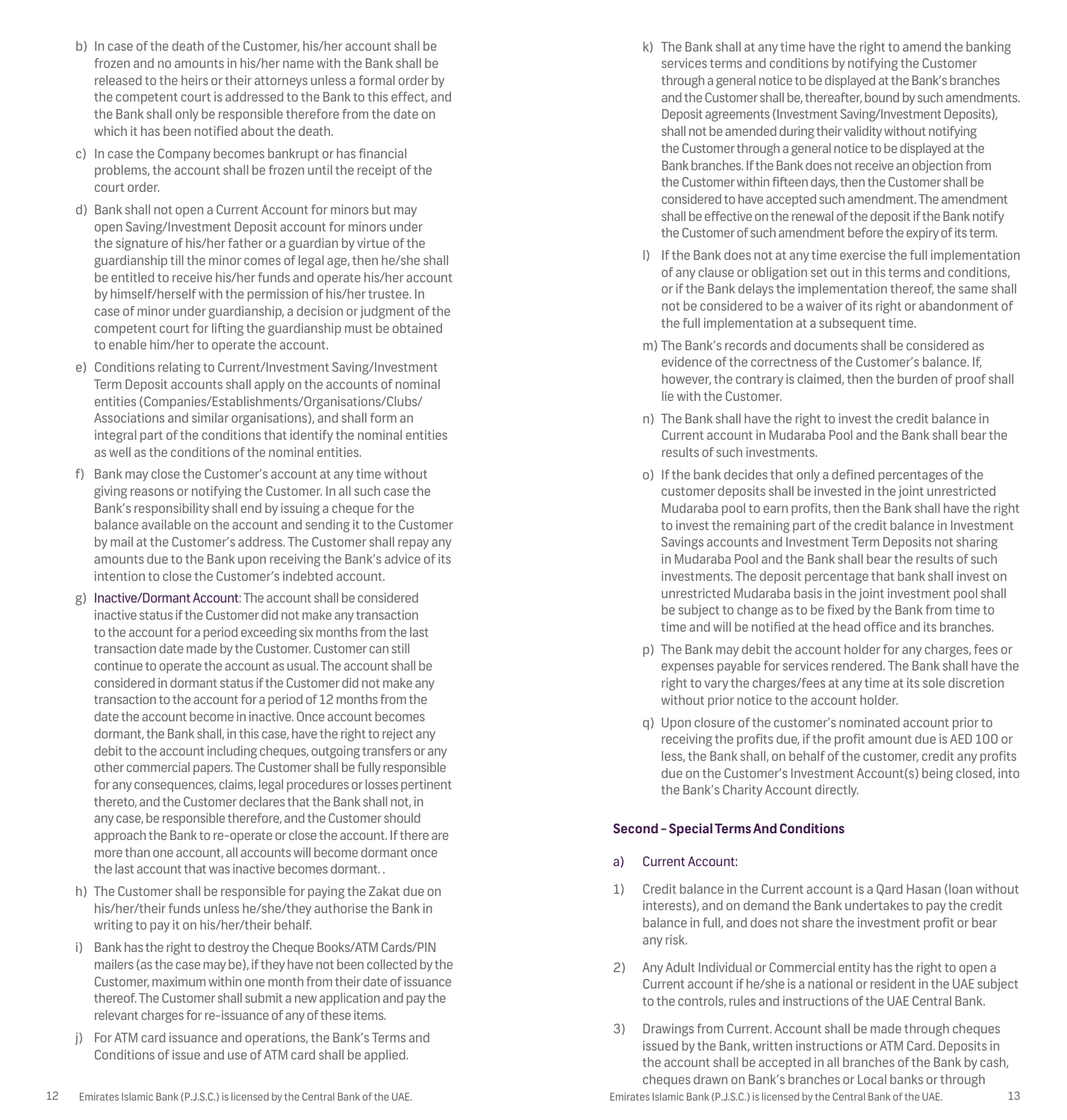b) In case of the death of the Customer, his/her account shall be frozen and no amounts in his/her name with the Bank shall be released to the heirs or their attorneys unless a formal order by the competent court is addressed to the Bank to this effect, and the Bank shall only be responsible therefore from the date on which it has been notified about the death.

c) In case the Company becomes bankrupt or has financial problems, the account shall be frozen until the receipt of the court order.

d) Bank shall not open a Current Account for minors but may open Saving/Investment Deposit account for minors under the signature of his/her father or a guardian by virtue of the guardianship till the minor comes of legal age, then he/she shall be entitled to receive his/her funds and operate his/her account by himself/herself with the permission of his/her trustee. In case of minor under guardianship, a decision or judgment of the competent court for lifting the guardianship must be obtained to enable him/her to operate the account.

e) Conditions relating to Current/Investment Saving/Investment Term Deposit accounts shall apply on the accounts of nominal entities (Companies/Establishments/Organisations/Clubs/Associations and similar organisations), and shall form an integral part of the conditions that identify the nominal entities as well as the conditions of the nominal entities.

f) Bank may close the Customer's account at any time without giving reasons or notifying the Customer. In all such case the Bank's responsibility shall end by issuing a cheque for the balance available on the account and sending it to the Customer by mail at the Customer's address. The Customer shall repay any amounts due to the Bank upon receiving the Bank's advice of its intention to close the Customer's indebted account.

g) Inactive/Dormant Account: The account shall be considered inactive status if the Customer did not make any transaction to the account for a period exceeding six months from the last transaction date made by the Customer. Customer can still continue to operate the account as usual. The account shall be considered in dormant status if the Customer did not make any transaction to the account for a period of 12 months from the date the account become in inactive. Once account becomes dormant, the Bank shall, in this case, have the right to reject any debit to the account including cheques, outgoing transfers or any other commercial papers. The Customer shall be fully responsible for any consequences, claims, legal procedures or losses pertinent thereto, and the Customer declares that the Bank shall not, in any case, be responsible therefore, and the Customer should approach the Bank to re-operate or close the account. If there are more than one account, all accounts will become dormant once the last account that was inactive becomes dormant. .

h) The Customer shall be responsible for paying the Zakat due on his/her/their funds unless he/she/they authorise the Bank in writing to pay it on his/her/their behalf.

i) Bank has the right to destroy the Cheque Books/ATM Cards/PIN mailers (as the case may be), if they have not been collected by the Customer, maximum within one month from their date of issuance thereof. The Customer shall submit a new application and pay the relevant charges for re-issuance of any of these items.

j) For ATM card issuance and operations, the Bank's Terms and Conditions of issue and use of ATM card shall be applied.

k) The Bank shall at any time have the right to amend the banking services terms and conditions by notifying the Customer through a general notice to be displayed at the Bank's branches and the Customer shall be, thereafter, bound by such amendments. Deposit agreements (Investment Saving/Investment Deposits), shall not be amended during their validity without notifying the Customer through a general notice to be displayed at the Bank branches. If the Bank does not receive an objection from the Customer within fifteen days, then the Customer shall be considered to have accepted such amendment. The amendment shall be effective on the renewal of the deposit if the Bank notify the Customer of such amendment before the expiry of its term.

l) If the Bank does not at any time exercise the full implementation of any clause or obligation set out in this terms and conditions, or if the Bank delays the implementation thereof, the same shall not be considered to be a waiver of its right or abandonment of the full implementation at a subsequent time.

m) The Bank's records and documents shall be considered as evidence of the correctness of the Customer's balance. If, however, the contrary is claimed, then the burden of proof shall lie with the Customer.

n) The Bank shall have the right to invest the credit balance in Current account in Mudaraba Pool and the Bank shall bear the results of such investments.

o) If the bank decides that only a defined percentages of the customer deposits shall be invested in the joint unrestricted Mudaraba pool to earn profits, then the Bank shall have the right to invest the remaining part of the credit balance in Investment Savings accounts and Investment Term Deposits not sharing in Mudaraba Pool and the Bank shall bear the results of such investments. The deposit percentage that bank shall invest on unrestricted Mudaraba basis in the joint investment pool shall be subject to change as to be fixed by the Bank from time to time and will be notified at the head office and its branches.

p) The Bank may debit the account holder for any charges, fees or expenses payable for services rendered. The Bank shall have the right to vary the charges/fees at any time at its sole discretion without prior notice to the account holder.

q) Upon closure of the customer's nominated account prior to receiving the profits due, if the profit amount due is AED 100 or less, the Bank shall, on behalf of the customer, credit any profits due on the Customer's Investment Account(s) being closed, into the Bank's Charity Account directly.

### Second – Special Terms And Conditions

a) Current Account:

1) Credit balance in the Current account is a Qard Hasan (loan without interests), and on demand the Bank undertakes to pay the credit balance in full, and does not share the investment profit or bear any risk.

2) Any Adult Individual or Commercial entity has the right to open a Current account if he/she is a national or resident in the UAE subject to the controls, rules and instructions of the UAE Central Bank.

3) Drawings from Current. Account shall be made through cheques issued by the Bank, written instructions or ATM Card. Deposits in the account shall be accepted in all branches of the Bank by cash, cheques drawn on Bank's branches or Local banks or through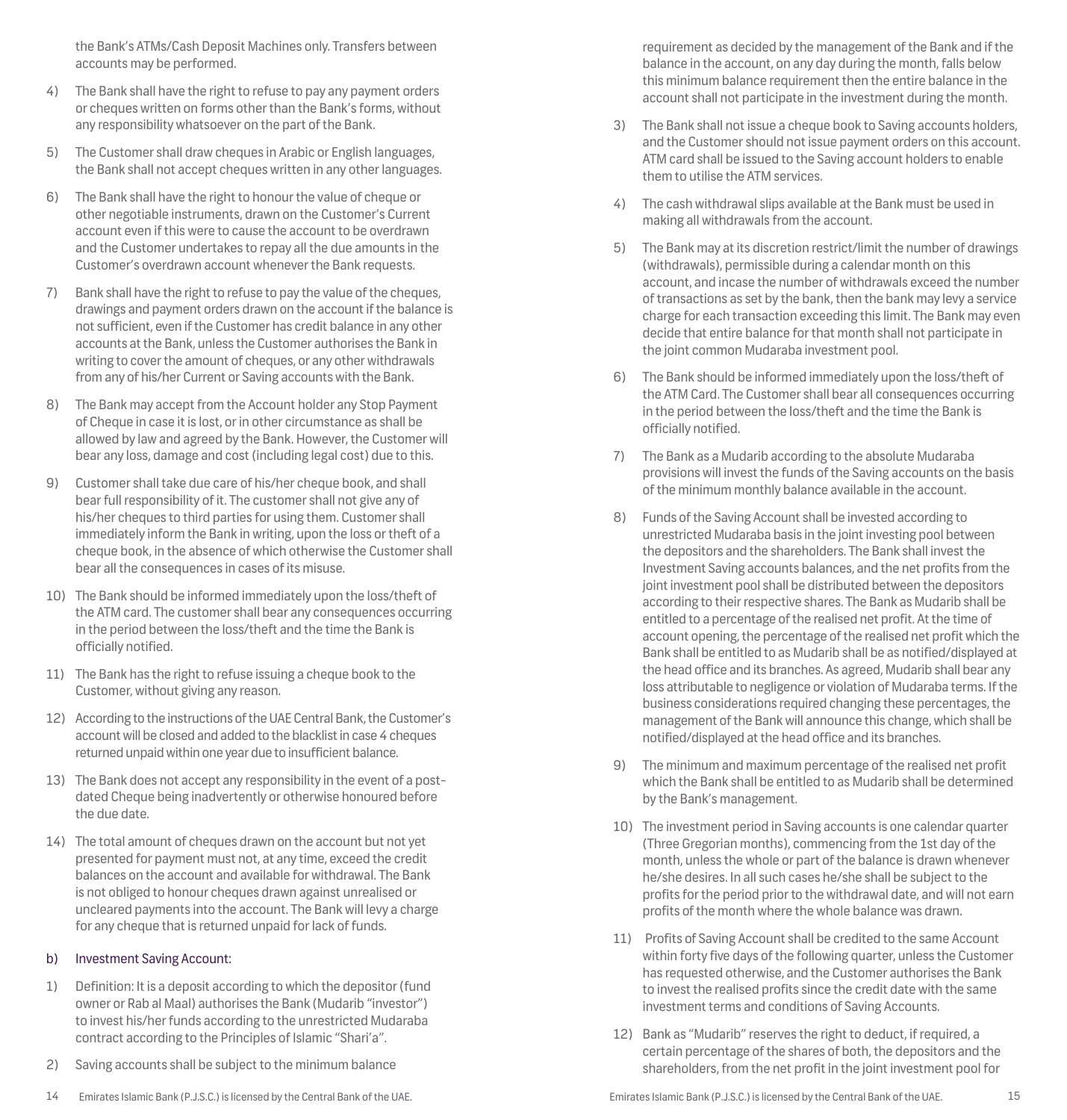the Bank's ATMs/Cash Deposit Machines only. Transfers between accounts may be performed.

4) The Bank shall have the right to refuse to pay any payment orders or cheques written on forms other than the Bank's forms, without any responsibility whatsoever on the part of the Bank.

5) The Customer shall draw cheques in Arabic or English languages, the Bank shall not accept cheques written in any other languages.

6) The Bank shall have the right to honour the value of cheque or other negotiable instruments, drawn on the Customer's Current account even if this were to cause the account to be overdrawn and the Customer undertakes to repay all the due amounts in the Customer's overdrawn account whenever the Bank requests.

7) Bank shall have the right to refuse to pay the value of the cheques, drawings and payment orders drawn on the account if the balance is not sufficient, even if the Customer has credit balance in any other accounts at the Bank, unless the Customer authorises the Bank in writing to cover the amount of cheques, or any other withdrawals from any of his/her Current or Saving accounts with the Bank.

8) The Bank may accept from the Account holder any Stop Payment of Cheque in case it is lost, or in other circumstance as shall be allowed by law and agreed by the Bank. However, the Customer will bear any loss, damage and cost (including legal cost) due to this.

9) Customer shall take due care of his/her cheque book, and shall bear full responsibility of it. The customer shall not give any of his/her cheques to third parties for using them. Customer shall immediately inform the Bank in writing, upon the loss or theft of a cheque book, in the absence of which otherwise the Customer shall bear all the consequences in cases of its misuse.

10) The Bank should be informed immediately upon the loss/theft of the ATM card. The customer shall bear any consequences occurring in the period between the loss/theft and the time the Bank is officially notified.

11) The Bank has the right to refuse issuing a cheque book to the Customer, without giving any reason.

12) According to the instructions of the UAE Central Bank, the Customer's account will be closed and added to the blacklist in case 4 cheques returned unpaid within one year due to insufficient balance.

13) The Bank does not accept any responsibility in the event of a post-dated Cheque being inadvertently or otherwise honoured before the due date.

14) The total amount of cheques drawn on the account but not yet presented for payment must not, at any time, exceed the credit balances on the account and available for withdrawal. The Bank is not obliged to honour cheques drawn against unrealised or uncleared payments into the account. The Bank will levy a charge for any cheque that is returned unpaid for lack of funds.

### b) Investment Saving Account:

1) Definition: It is a deposit according to which the depositor (fund owner or Rab al Maal) authorises the Bank (Mudarib "investor") to invest his/her funds according to the unrestricted Mudaraba contract according to the Principles of Islamic "Shari'a".

2) Saving accounts shall be subject to the minimum balance requirement as decided by the management of the Bank and if the balance in the account, on any day during the month, falls below this minimum balance requirement then the entire balance in the account shall not participate in the investment during the month.

3) The Bank shall not issue a cheque book to Saving accounts holders, and the Customer should not issue payment orders on this account. ATM card shall be issued to the Saving account holders to enable them to utilise the ATM services.

4) The cash withdrawal slips available at the Bank must be used in making all withdrawals from the account.

5) The Bank may at its discretion restrict/limit the number of drawings (withdrawals), permissible during a calendar month on this account, and incase the number of withdrawals exceed the number of transactions as set by the bank, then the bank may levy a service charge for each transaction exceeding this limit. The Bank may even decide that entire balance for that month shall not participate in the joint common Mudaraba investment pool.

6) The Bank should be informed immediately upon the loss/theft of the ATM Card. The Customer shall bear all consequences occurring in the period between the loss/theft and the time the Bank is officially notified.

7) The Bank as a Mudarib according to the absolute Mudaraba provisions will invest the funds of the Saving accounts on the basis of the minimum monthly balance available in the account.

8) Funds of the Saving Account shall be invested according to unrestricted Mudaraba basis in the joint investing pool between the depositors and the shareholders. The Bank shall invest the Investment Saving accounts balances, and the net profits from the joint investment pool shall be distributed between the depositors according to their respective shares. The Bank as Mudarib shall be entitled to a percentage of the realised net profit. At the time of account opening, the percentage of the realised net profit which the Bank shall be entitled to as Mudarib shall be as notified/displayed at the head office and its branches. As agreed, Mudarib shall bear any loss attributable to negligence or violation of Mudaraba terms. If the business considerations required changing these percentages, the management of the Bank will announce this change, which shall be notified/displayed at the head office and its branches.

9) The minimum and maximum percentage of the realised net profit which the Bank shall be entitled to as Mudarib shall be determined by the Bank's management.

10) The investment period in Saving accounts is one calendar quarter (Three Gregorian months), commencing from the 1st day of the month, unless the whole or part of the balance is drawn whenever he/she desires. In all such cases he/she shall be subject to the profits for the period prior to the withdrawal date, and will not earn profits of the month where the whole balance was drawn.

11) Profits of Saving Account shall be credited to the same Account within forty five days of the following quarter, unless the Customer has requested otherwise, and the Customer authorises the Bank to invest the realised profits since the credit date with the same investment terms and conditions of Saving Accounts.

12) Bank as "Mudarib" reserves the right to deduct, if required, a certain percentage of the shares of both, the depositors and the shareholders, from the net profit in the joint investment pool for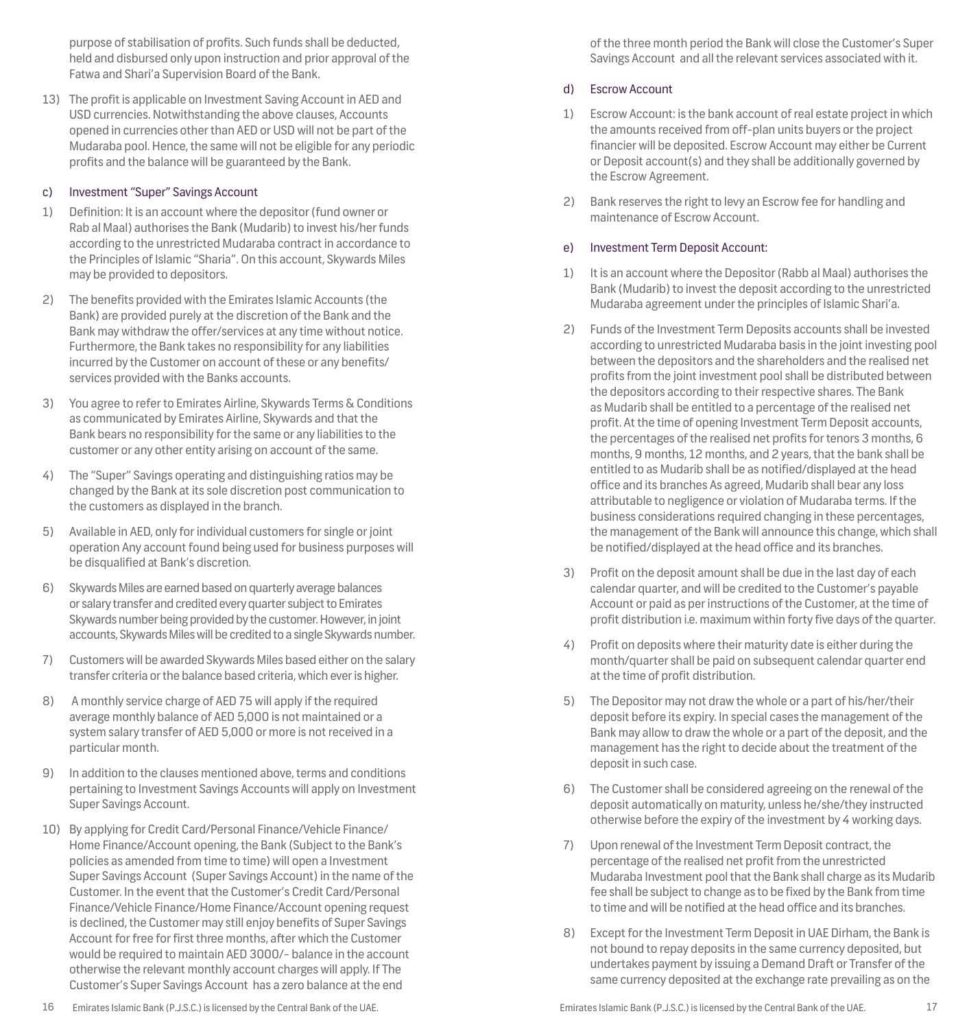purpose of stabilisation of profits. Such funds shall be deducted, held and disbursed only upon instruction and prior approval of the Fatwa and Shari'a Supervision Board of the Bank.

13) The profit is applicable on Investment Saving Account in AED and USD currencies. Notwithstanding the above clauses, Accounts opened in currencies other than AED or USD will not be part of the Mudaraba pool. Hence, the same will not be eligible for any periodic profits and the balance will be guaranteed by the Bank.

### c) Investment "Super" Savings Account

1) Definition: It is an account where the depositor (fund owner or Rab al Maal) authorises the Bank (Mudarib) to invest his/her funds according to the unrestricted Mudaraba contract in accordance to the Principles of Islamic "Sharia". On this account, Skywards Miles may be provided to depositors.

2) The benefits provided with the Emirates Islamic Accounts (the Bank) are provided purely at the discretion of the Bank and the Bank may withdraw the offer/services at any time without notice. Furthermore, the Bank takes no responsibility for any liabilities incurred by the Customer on account of these or any benefits/ services provided with the Banks accounts.

3) You agree to refer to Emirates Airline, Skywards Terms & Conditions as communicated by Emirates Airline, Skywards and that the Bank bears no responsibility for the same or any liabilities to the customer or any other entity arising on account of the same.

4) The "Super" Savings operating and distinguishing ratios may be changed by the Bank at its sole discretion post communication to the customers as displayed in the branch.

5) Available in AED, only for individual customers for single or joint operation Any account found being used for business purposes will be disqualified at Bank's discretion.

6) Skywards Miles are earned based on quarterly average balances or salary transfer and credited every quarter subject to Emirates Skywards number being provided by the customer. However, in joint accounts, Skywards Miles will be credited to a single Skywards number.

7) Customers will be awarded Skywards Miles based either on the salary transfer criteria or the balance based criteria, which ever is higher.

8) A monthly service charge of AED 75 will apply if the required average monthly balance of AED 5,000 is not maintained or a system salary transfer of AED 5,000 or more is not received in a particular month.

9) In addition to the clauses mentioned above, terms and conditions pertaining to Investment Savings Accounts will apply on Investment Super Savings Account.

10) By applying for Credit Card/Personal Finance/Vehicle Finance/ Home Finance/Account opening, the Bank (Subject to the Bank's policies as amended from time to time) will open a Investment Super Savings Account (Super Savings Account) in the name of the Customer. In the event that the Customer's Credit Card/Personal Finance/Vehicle Finance/Home Finance/Account opening request is declined, the Customer may still enjoy benefits of Super Savings Account for free for first three months, after which the Customer would be required to maintain AED 3000/- balance in the account otherwise the relevant monthly account charges will apply. If The Customer's Super Savings Account has a zero balance at the end of the three month period the Bank will close the Customer's Super Savings Account and all the relevant services associated with it.

### d) Escrow Account

1) Escrow Account: is the bank account of real estate project in which the amounts received from off-plan units buyers or the project financier will be deposited. Escrow Account may either be Current or Deposit account(s) and they shall be additionally governed by the Escrow Agreement.

2) Bank reserves the right to levy an Escrow fee for handling and maintenance of Escrow Account.

### e) Investment Term Deposit Account:

1) It is an account where the Depositor (Rabb al Maal) authorises the Bank (Mudarib) to invest the deposit according to the unrestricted Mudaraba agreement under the principles of Islamic Shari'a.

2) Funds of the Investment Term Deposits accounts shall be invested according to unrestricted Mudaraba basis in the joint investing pool between the depositors and the shareholders and the realised net profits from the joint investment pool shall be distributed between the depositors according to their respective shares. The Bank as Mudarib shall be entitled to a percentage of the realised net profit. At the time of opening Investment Term Deposit accounts, the percentages of the realised net profits for tenors 3 months, 6 months, 9 months, 12 months, and 2 years, that the bank shall be entitled to as Mudarib shall be as notified/displayed at the head office and its branches As agreed, Mudarib shall bear any loss attributable to negligence or violation of Mudaraba terms. If the business considerations required changing in these percentages, the management of the Bank will announce this change, which shall be notified/displayed at the head office and its branches.

3) Profit on the deposit amount shall be due in the last day of each calendar quarter, and will be credited to the Customer's payable Account or paid as per instructions of the Customer, at the time of profit distribution i.e. maximum within forty five days of the quarter.

4) Profit on deposits where their maturity date is either during the month/quarter shall be paid on subsequent calendar quarter end at the time of profit distribution.

5) The Depositor may not draw the whole or a part of his/her/their deposit before its expiry. In special cases the management of the Bank may allow to draw the whole or a part of the deposit, and the management has the right to decide about the treatment of the deposit in such case.

6) The Customer shall be considered agreeing on the renewal of the deposit automatically on maturity, unless he/she/they instructed otherwise before the expiry of the investment by 4 working days.

7) Upon renewal of the Investment Term Deposit contract, the percentage of the realised net profit from the unrestricted Mudaraba Investment pool that the Bank shall charge as its Mudarib fee shall be subject to change as to be fixed by the Bank from time to time and will be notified at the head office and its branches.

8) Except for the Investment Term Deposit in UAE Dirham, the Bank is not bound to repay deposits in the same currency deposited, but undertakes payment by issuing a Demand Draft or Transfer of the same currency deposited at the exchange rate prevailing as on the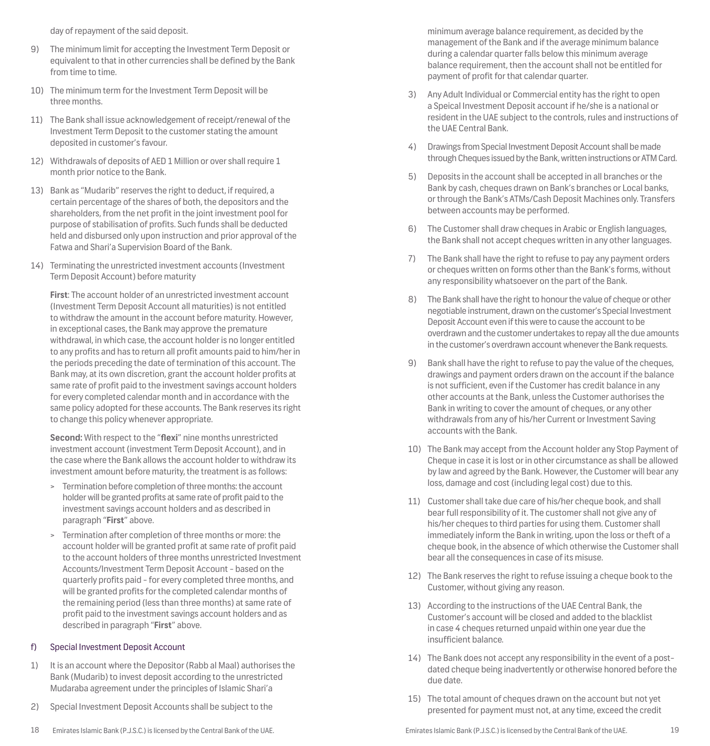day of repayment of the said deposit.

9) The minimum limit for accepting the Investment Term Deposit or equivalent to that in other currencies shall be defined by the Bank from time to time.

10) The minimum term for the Investment Term Deposit will be three months.

11) The Bank shall issue acknowledgement of receipt/renewal of the Investment Term Deposit to the customer stating the amount deposited in customer's favour.

12) Withdrawals of deposits of AED 1 Million or over shall require 1 month prior notice to the Bank.

13) Bank as "Mudarib" reserves the right to deduct, if required, a certain percentage of the shares of both, the depositors and the shareholders, from the net profit in the joint investment pool for purpose of stabilisation of profits. Such funds shall be deducted held and disbursed only upon instruction and prior approval of the Fatwa and Shari'a Supervision Board of the Bank.

14) Terminating the unrestricted investment accounts (Investment Term Deposit Account) before maturity

**First**: The account holder of an unrestricted investment account (Investment Term Deposit Account all maturities) is not entitled to withdraw the amount in the account before maturity. However, in exceptional cases, the Bank may approve the premature withdrawal, in which case, the account holder is no longer entitled to any profits and has to return all profit amounts paid to him/her in the periods preceding the date of termination of this account. The Bank may, at its own discretion, grant the account holder profits at same rate of profit paid to the investment savings account holders for every completed calendar month and in accordance with the same policy adopted for these accounts. The Bank reserves its right to change this policy whenever appropriate.

**Second:** With respect to the "**flexi**" nine months unrestricted investment account (investment Term Deposit Account), and in the case where the Bank allows the account holder to withdraw its investment amount before maturity, the treatment is as follows:

> Termination before completion of three months: the account holder will be granted profits at same rate of profit paid to the investment savings account holders and as described in paragraph "**First**" above.

> Termination after completion of three months or more: the account holder will be granted profit at same rate of profit paid to the account holders of three months unrestricted Investment Accounts/Investment Term Deposit Account - based on the quarterly profits paid - for every completed three months, and will be granted profits for the completed calendar months of the remaining period (less than three months) at same rate of profit paid to the investment savings account holders and as described in paragraph "**First**" above.

## f) Special Investment Deposit Account

1) It is an account where the Depositor (Rabb al Maal) authorises the Bank (Mudarib) to invest deposit according to the unrestricted Mudaraba agreement under the principles of Islamic Shari'a

2) Special Investment Deposit Accounts shall be subject to the minimum average balance requirement, as decided by the management of the Bank and if the average minimum balance during a calendar quarter falls below this minimum average balance requirement, then the account shall not be entitled for payment of profit for that calendar quarter.

3) Any Adult Individual or Commercial entity has the right to open a Speical Investment Deposit account if he/she is a national or resident in the UAE subject to the controls, rules and instructions of the UAE Central Bank.

4) Drawings from Special Investment Deposit Account shall be made through Cheques issued by the Bank, written instructions or ATM Card.

5) Deposits in the account shall be accepted in all branches or the Bank by cash, cheques drawn on Bank's branches or Local banks, or through the Bank's ATMs/Cash Deposit Machines only. Transfers between accounts may be performed.

6) The Customer shall draw cheques in Arabic or English languages, the Bank shall not accept cheques written in any other languages.

7) The Bank shall have the right to refuse to pay any payment orders or cheques written on forms other than the Bank's forms, without any responsibility whatsoever on the part of the Bank.

8) The Bank shall have the right to honour the value of cheque or other negotiable instrument, drawn on the customer's Special Investment Deposit Account even if this were to cause the account to be overdrawn and the customer undertakes to repay all the due amounts in the customer's overdrawn account whenever the Bank requests.

9) Bank shall have the right to refuse to pay the value of the cheques, drawings and payment orders drawn on the account if the balance is not sufficient, even if the Customer has credit balance in any other accounts at the Bank, unless the Customer authorises the Bank in writing to cover the amount of cheques, or any other withdrawals from any of his/her Current or Investment Saving accounts with the Bank.

10) The Bank may accept from the Account holder any Stop Payment of Cheque in case it is lost or in other circumstance as shall be allowed by law and agreed by the Bank. However, the Customer will bear any loss, damage and cost (including legal cost) due to this.

11) Customer shall take due care of his/her cheque book, and shall bear full responsibility of it. The customer shall not give any of his/her cheques to third parties for using them. Customer shall immediately inform the Bank in writing, upon the loss or theft of a cheque book, in the absence of which otherwise the Customer shall bear all the consequences in case of its misuse.

12) The Bank reserves the right to refuse issuing a cheque book to the Customer, without giving any reason.

13) According to the instructions of the UAE Central Bank, the Customer's account will be closed and added to the blacklist in case 4 cheques returned unpaid within one year due the insufficient balance.

14) The Bank does not accept any responsibility in the event of a post-dated cheque being inadvertently or otherwise honored before the due date.

15) The total amount of cheques drawn on the account but not yet presented for payment must not, at any time, exceed the credit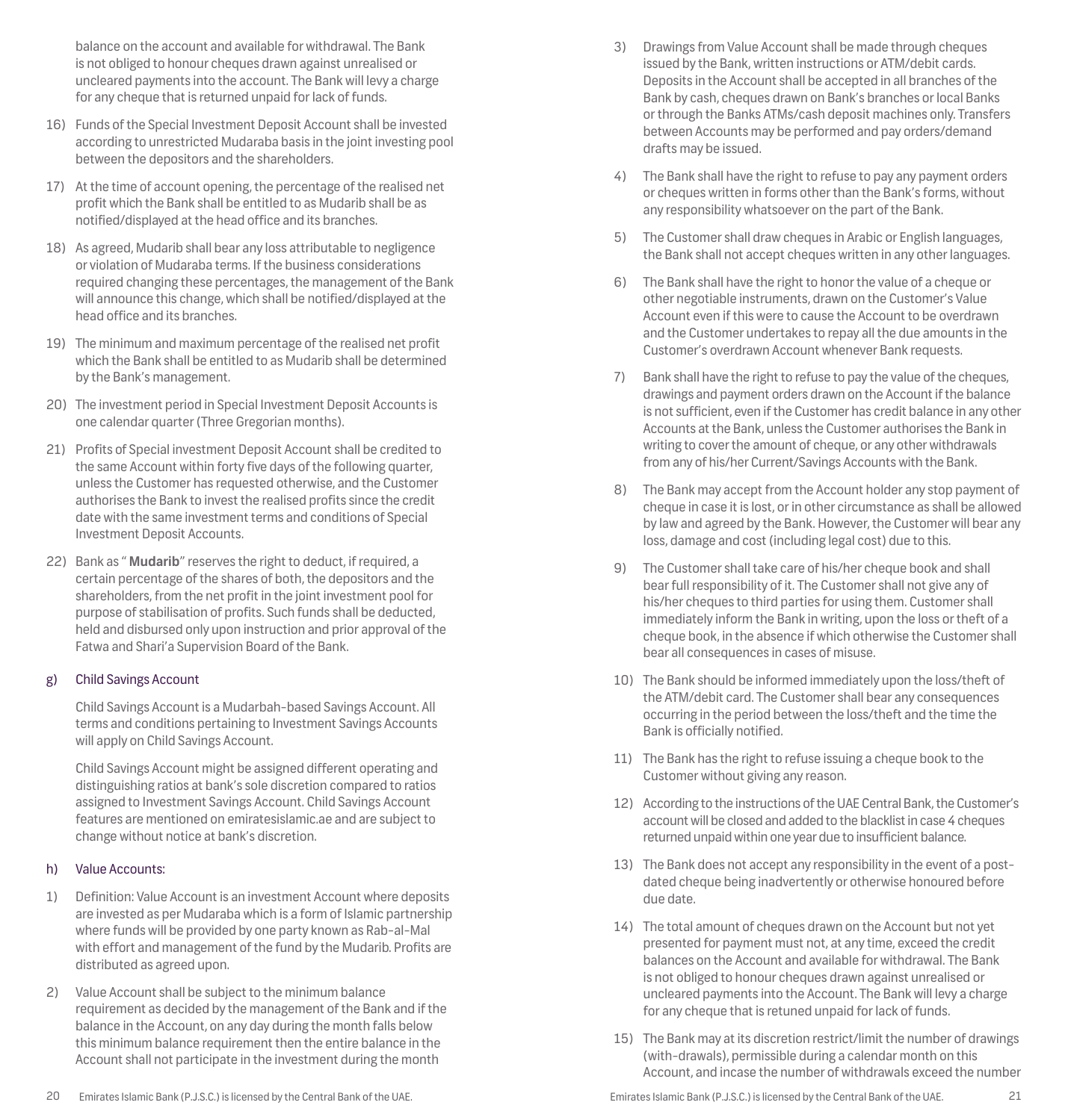balance on the account and available for withdrawal. The Bank is not obliged to honour cheques drawn against unrealised or uncleared payments into the account. The Bank will levy a charge for any cheque that is returned unpaid for lack of funds.

16) Funds of the Special Investment Deposit Account shall be invested according to unrestricted Mudaraba basis in the joint investing pool between the depositors and the shareholders.

17) At the time of account opening, the percentage of the realised net profit which the Bank shall be entitled to as Mudarib shall be as notified/displayed at the head office and its branches.

18) As agreed, Mudarib shall bear any loss attributable to negligence or violation of Mudaraba terms. If the business considerations required changing these percentages, the management of the Bank will announce this change, which shall be notified/displayed at the head office and its branches.

19) The minimum and maximum percentage of the realised net profit which the Bank shall be entitled to as Mudarib shall be determined by the Bank's management.

20) The investment period in Special Investment Deposit Accounts is one calendar quarter (Three Gregorian months).

21) Profits of Special investment Deposit Account shall be credited to the same Account within forty five days of the following quarter, unless the Customer has requested otherwise, and the Customer authorises the Bank to invest the realised profits since the credit date with the same investment terms and conditions of Special Investment Deposit Accounts.

22) Bank as " **Mudarib**" reserves the right to deduct, if required, a certain percentage of the shares of both, the depositors and the shareholders, from the net profit in the joint investment pool for purpose of stabilisation of profits. Such funds shall be deducted, held and disbursed only upon instruction and prior approval of the Fatwa and Shari'a Supervision Board of the Bank.

### g) Child Savings Account

Child Savings Account is a Mudarbah-based Savings Account. All terms and conditions pertaining to Investment Savings Accounts will apply on Child Savings Account.

Child Savings Account might be assigned different operating and distinguishing ratios at bank's sole discretion compared to ratios assigned to Investment Savings Account. Child Savings Account features are mentioned on emiratesislamic.ae and are subject to change without notice at bank's discretion.

### h) Value Accounts:

1) Definition: Value Account is an investment Account where deposits are invested as per Mudaraba which is a form of Islamic partnership where funds will be provided by one party known as Rab-al-Mal with effort and management of the fund by the Mudarib. Profits are distributed as agreed upon.

2) Value Account shall be subject to the minimum balance requirement as decided by the management of the Bank and if the balance in the Account, on any day during the month falls below this minimum balance requirement then the entire balance in the Account shall not participate in the investment during the month

3) Drawings from Value Account shall be made through cheques issued by the Bank, written instructions or ATM/debit cards. Deposits in the Account shall be accepted in all branches of the Bank by cash, cheques drawn on Bank's branches or local Banks or through the Banks ATMs/cash deposit machines only. Transfers between Accounts may be performed and pay orders/demand drafts may be issued.

4) The Bank shall have the right to refuse to pay any payment orders or cheques written in forms other than the Bank's forms, without any responsibility whatsoever on the part of the Bank.

5) The Customer shall draw cheques in Arabic or English languages, the Bank shall not accept cheques written in any other languages.

6) The Bank shall have the right to honor the value of a cheque or other negotiable instruments, drawn on the Customer's Value Account even if this were to cause the Account to be overdrawn and the Customer undertakes to repay all the due amounts in the Customer's overdrawn Account whenever Bank requests.

7) Bank shall have the right to refuse to pay the value of the cheques, drawings and payment orders drawn on the Account if the balance is not sufficient, even if the Customer has credit balance in any other Accounts at the Bank, unless the Customer authorises the Bank in writing to cover the amount of cheque, or any other withdrawals from any of his/her Current/Savings Accounts with the Bank.

8) The Bank may accept from the Account holder any stop payment of cheque in case it is lost, or in other circumstance as shall be allowed by law and agreed by the Bank. However, the Customer will bear any loss, damage and cost (including legal cost) due to this.

9) The Customer shall take care of his/her cheque book and shall bear full responsibility of it. The Customer shall not give any of his/her cheques to third parties for using them. Customer shall immediately inform the Bank in writing, upon the loss or theft of a cheque book, in the absence if which otherwise the Customer shall bear all consequences in cases of misuse.

10) The Bank should be informed immediately upon the loss/theft of the ATM/debit card. The Customer shall bear any consequences occurring in the period between the loss/theft and the time the Bank is officially notified.

11) The Bank has the right to refuse issuing a cheque book to the Customer without giving any reason.

12) According to the instructions of the UAE Central Bank, the Customer's account will be closed and added to the blacklist in case 4 cheques returned unpaid within one year due to insufficient balance.

13) The Bank does not accept any responsibility in the event of a post-dated cheque being inadvertently or otherwise honoured before due date.

14) The total amount of cheques drawn on the Account but not yet presented for payment must not, at any time, exceed the credit balances on the Account and available for withdrawal. The Bank is not obliged to honour cheques drawn against unrealised or uncleared payments into the Account. The Bank will levy a charge for any cheque that is retuned unpaid for lack of funds.

15) The Bank may at its discretion restrict/limit the number of drawings (with-drawals), permissible during a calendar month on this Account, and incase the number of withdrawals exceed the number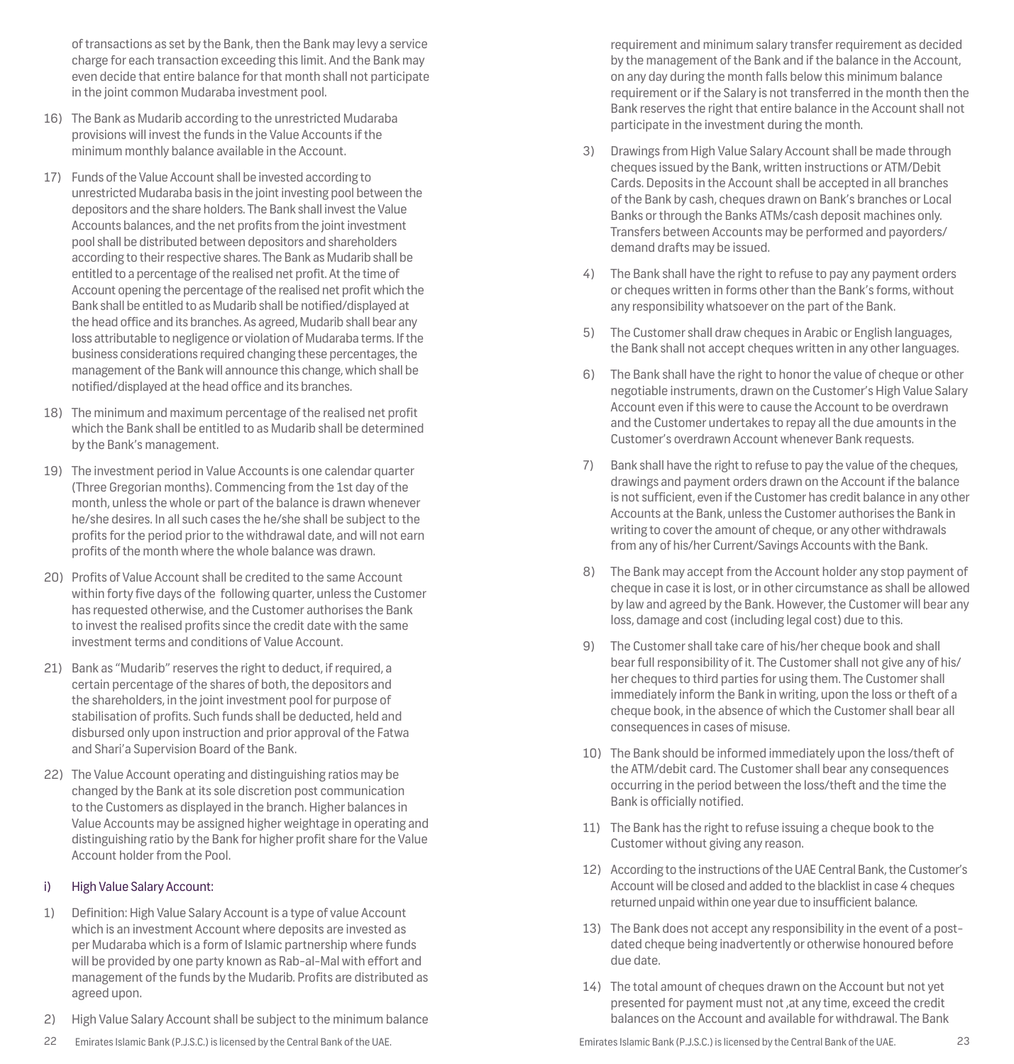of transactions as set by the Bank, then the Bank may levy a service charge for each transaction exceeding this limit. And the Bank may even decide that entire balance for that month shall not participate in the joint common Mudaraba investment pool.

16) The Bank as Mudarib according to the unrestricted Mudaraba provisions will invest the funds in the Value Accounts if the minimum monthly balance available in the Account.

17) Funds of the Value Account shall be invested according to unrestricted Mudaraba basis in the joint investing pool between the depositors and the share holders. The Bank shall invest the Value Accounts balances, and the net profits from the joint investment pool shall be distributed between depositors and shareholders according to their respective shares. The Bank as Mudarib shall be entitled to a percentage of the realised net profit. At the time of Account opening the percentage of the realised net profit which the Bank shall be entitled to as Mudarib shall be notified/displayed at the head office and its branches. As agreed, Mudarib shall bear any loss attributable to negligence or violation of Mudaraba terms. If the business considerations required changing these percentages, the management of the Bank will announce this change, which shall be notified/displayed at the head office and its branches.

18) The minimum and maximum percentage of the realised net profit which the Bank shall be entitled to as Mudarib shall be determined by the Bank's management.

19) The investment period in Value Accounts is one calendar quarter (Three Gregorian months). Commencing from the 1st day of the month, unless the whole or part of the balance is drawn whenever he/she desires. In all such cases the he/she shall be subject to the profits for the period prior to the withdrawal date, and will not earn profits of the month where the whole balance was drawn.

20) Profits of Value Account shall be credited to the same Account within forty five days of the following quarter, unless the Customer has requested otherwise, and the Customer authorises the Bank to invest the realised profits since the credit date with the same investment terms and conditions of Value Account.

21) Bank as "Mudarib" reserves the right to deduct, if required, a certain percentage of the shares of both, the depositors and the shareholders, in the joint investment pool for purpose of stabilisation of profits. Such funds shall be deducted, held and disbursed only upon instruction and prior approval of the Fatwa and Shari'a Supervision Board of the Bank.

22) The Value Account operating and distinguishing ratios may be changed by the Bank at its sole discretion post communication to the Customers as displayed in the branch. Higher balances in Value Accounts may be assigned higher weightage in operating and distinguishing ratio by the Bank for higher profit share for the Value Account holder from the Pool.

### i) High Value Salary Account:

1) Definition: High Value Salary Account is a type of value Account which is an investment Account where deposits are invested as per Mudaraba which is a form of Islamic partnership where funds will be provided by one party known as Rab-al-Mal with effort and management of the funds by the Mudarib. Profits are distributed as agreed upon.

2) High Value Salary Account shall be subject to the minimum balance requirement and minimum salary transfer requirement as decided by the management of the Bank and if the balance in the Account, on any day during the month falls below this minimum balance requirement or if the Salary is not transferred in the month then the Bank reserves the right that entire balance in the Account shall not participate in the investment during the month.

3) Drawings from High Value Salary Account shall be made through cheques issued by the Bank, written instructions or ATM/Debit Cards. Deposits in the Account shall be accepted in all branches of the Bank by cash, cheques drawn on Bank's branches or Local Banks or through the Banks ATMs/cash deposit machines only. Transfers between Accounts may be performed and payorders/ demand drafts may be issued.

4) The Bank shall have the right to refuse to pay any payment orders or cheques written in forms other than the Bank's forms, without any responsibility whatsoever on the part of the Bank.

5) The Customer shall draw cheques in Arabic or English languages, the Bank shall not accept cheques written in any other languages.

6) The Bank shall have the right to honor the value of cheque or other negotiable instruments, drawn on the Customer's High Value Salary Account even if this were to cause the Account to be overdrawn and the Customer undertakes to repay all the due amounts in the Customer's overdrawn Account whenever Bank requests.

7) Bank shall have the right to refuse to pay the value of the cheques, drawings and payment orders drawn on the Account if the balance is not sufficient, even if the Customer has credit balance in any other Accounts at the Bank, unless the Customer authorises the Bank in writing to cover the amount of cheque, or any other withdrawals from any of his/her Current/Savings Accounts with the Bank.

8) The Bank may accept from the Account holder any stop payment of cheque in case it is lost, or in other circumstance as shall be allowed by law and agreed by the Bank. However, the Customer will bear any loss, damage and cost (including legal cost) due to this.

9) The Customer shall take care of his/her cheque book and shall bear full responsibility of it. The Customer shall not give any of his/ her cheques to third parties for using them. The Customer shall immediately inform the Bank in writing, upon the loss or theft of a cheque book, in the absence of which the Customer shall bear all consequences in cases of misuse.

10) The Bank should be informed immediately upon the loss/theft of the ATM/debit card. The Customer shall bear any consequences occurring in the period between the loss/theft and the time the Bank is officially notified.

11) The Bank has the right to refuse issuing a cheque book to the Customer without giving any reason.

12) According to the instructions of the UAE Central Bank, the Customer's Account will be closed and added to the blacklist in case 4 cheques returned unpaid within one year due to insufficient balance.

13) The Bank does not accept any responsibility in the event of a post-dated cheque being inadvertently or otherwise honoured before due date.

14) The total amount of cheques drawn on the Account but not yet presented for payment must not ,at any time, exceed the credit balances on the Account and available for withdrawal. The Bank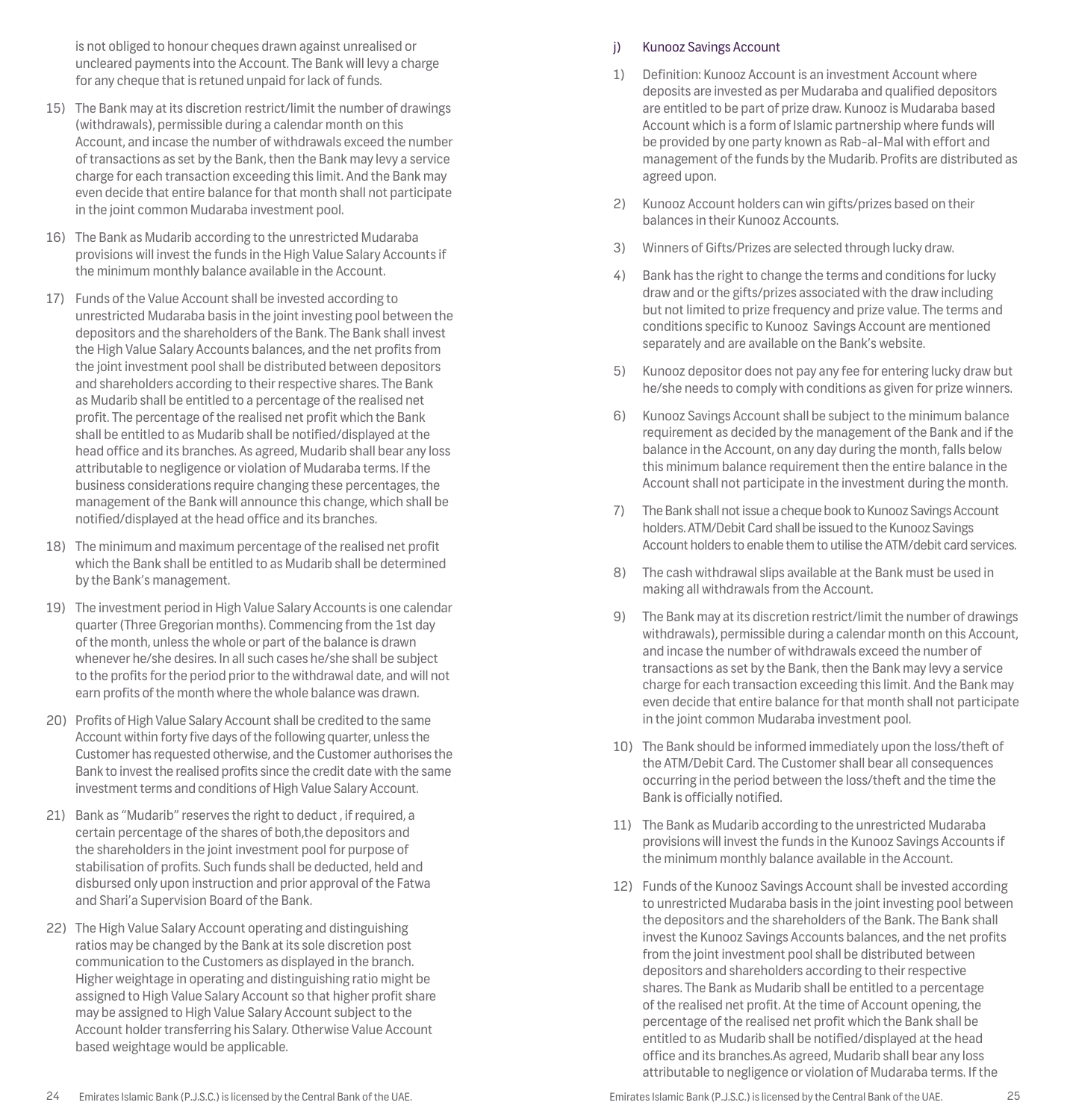is not obliged to honour cheques drawn against unrealised or uncleared payments into the Account. The Bank will levy a charge for any cheque that is retuned unpaid for lack of funds.

15) The Bank may at its discretion restrict/limit the number of drawings (withdrawals), permissible during a calendar month on this Account, and incase the number of withdrawals exceed the number of transactions as set by the Bank, then the Bank may levy a service charge for each transaction exceeding this limit. And the Bank may even decide that entire balance for that month shall not participate in the joint common Mudaraba investment pool.

16) The Bank as Mudarib according to the unrestricted Mudaraba provisions will invest the funds in the High Value Salary Accounts if the minimum monthly balance available in the Account.

17) Funds of the Value Account shall be invested according to unrestricted Mudaraba basis in the joint investing pool between the depositors and the shareholders of the Bank. The Bank shall invest the High Value Salary Accounts balances, and the net profits from the joint investment pool shall be distributed between depositors and shareholders according to their respective shares. The Bank as Mudarib shall be entitled to a percentage of the realised net profit. The percentage of the realised net profit which the Bank shall be entitled to as Mudarib shall be notified/displayed at the head office and its branches. As agreed, Mudarib shall bear any loss attributable to negligence or violation of Mudaraba terms. If the business considerations require changing these percentages, the management of the Bank will announce this change, which shall be notified/displayed at the head office and its branches.

18) The minimum and maximum percentage of the realised net profit which the Bank shall be entitled to as Mudarib shall be determined by the Bank's management.

19) The investment period in High Value Salary Accounts is one calendar quarter (Three Gregorian months). Commencing from the 1st day of the month, unless the whole or part of the balance is drawn whenever he/she desires. In all such cases he/she shall be subject to the profits for the period prior to the withdrawal date, and will not earn profits of the month where the whole balance was drawn.

20) Profits of High Value Salary Account shall be credited to the same Account within forty five days of the following quarter, unless the Customer has requested otherwise, and the Customer authorises the Bank to invest the realised profits since the credit date with the same investment terms and conditions of High Value Salary Account.

21) Bank as "Mudarib" reserves the right to deduct , if required, a certain percentage of the shares of both,the depositors and the shareholders in the joint investment pool for purpose of stabilisation of profits. Such funds shall be deducted, held and disbursed only upon instruction and prior approval of the Fatwa and Shari'a Supervision Board of the Bank.

22) The High Value Salary Account operating and distinguishing ratios may be changed by the Bank at its sole discretion post communication to the Customers as displayed in the branch. Higher weightage in operating and distinguishing ratio might be assigned to High Value Salary Account so that higher profit share may be assigned to High Value Salary Account subject to the Account holder transferring his Salary. Otherwise Value Account based weightage would be applicable.

### j) Kunooz Savings Account

1) Definition: Kunooz Account is an investment Account where deposits are invested as per Mudaraba and qualified depositors are entitled to be part of prize draw. Kunooz is Mudaraba based Account which is a form of Islamic partnership where funds will be provided by one party known as Rab-al-Mal with effort and management of the funds by the Mudarib. Profits are distributed as agreed upon.

2) Kunooz Account holders can win gifts/prizes based on their balances in their Kunooz Accounts.

3) Winners of Gifts/Prizes are selected through lucky draw.

4) Bank has the right to change the terms and conditions for lucky draw and or the gifts/prizes associated with the draw including but not limited to prize frequency and prize value. The terms and conditions specific to Kunooz Savings Account are mentioned separately and are available on the Bank's website.

5) Kunooz depositor does not pay any fee for entering lucky draw but he/she needs to comply with conditions as given for prize winners.

6) Kunooz Savings Account shall be subject to the minimum balance requirement as decided by the management of the Bank and if the balance in the Account, on any day during the month, falls below this minimum balance requirement then the entire balance in the Account shall not participate in the investment during the month.

7) The Bank shall not issue a cheque book to Kunooz Savings Account holders. ATM/Debit Card shall be issued to the Kunooz Savings Account holders to enable them to utilise the ATM/debit card services.

8) The cash withdrawal slips available at the Bank must be used in making all withdrawals from the Account.

9) The Bank may at its discretion restrict/limit the number of drawings withdrawals), permissible during a calendar month on this Account, and incase the number of withdrawals exceed the number of transactions as set by the Bank, then the Bank may levy a service charge for each transaction exceeding this limit. And the Bank may even decide that entire balance for that month shall not participate in the joint common Mudaraba investment pool.

10) The Bank should be informed immediately upon the loss/theft of the ATM/Debit Card. The Customer shall bear all consequences occurring in the period between the loss/theft and the time the Bank is officially notified.

11) The Bank as Mudarib according to the unrestricted Mudaraba provisions will invest the funds in the Kunooz Savings Accounts if the minimum monthly balance available in the Account.

12) Funds of the Kunooz Savings Account shall be invested according to unrestricted Mudaraba basis in the joint investing pool between the depositors and the shareholders of the Bank. The Bank shall invest the Kunooz Savings Accounts balances, and the net profits from the joint investment pool shall be distributed between depositors and shareholders according to their respective shares. The Bank as Mudarib shall be entitled to a percentage of the realised net profit. At the time of Account opening, the percentage of the realised net profit which the Bank shall be entitled to as Mudarib shall be notified/displayed at the head office and its branches.As agreed, Mudarib shall bear any loss attributable to negligence or violation of Mudaraba terms. If the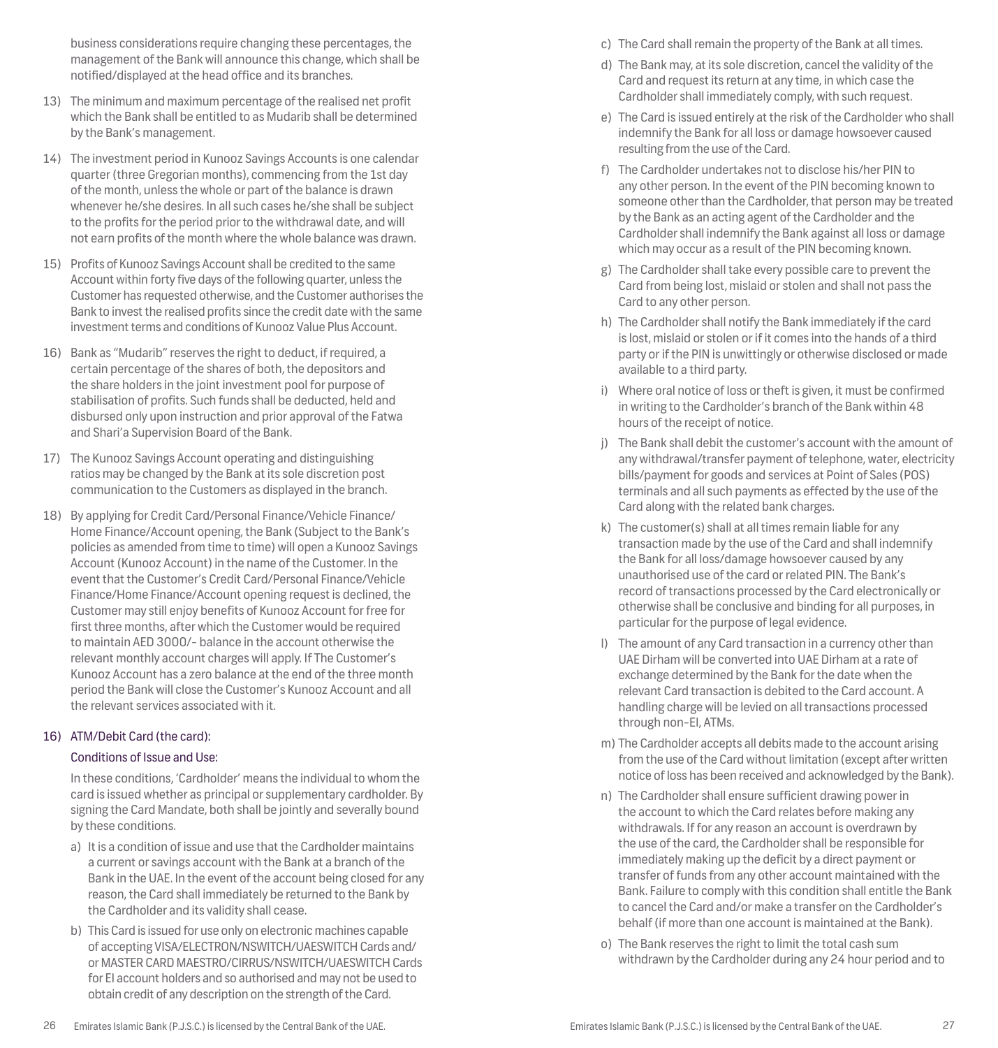business considerations require changing these percentages, the management of the Bank will announce this change, which shall be notified/displayed at the head office and its branches.

13) The minimum and maximum percentage of the realised net profit which the Bank shall be entitled to as Mudarib shall be determined by the Bank's management.

14) The investment period in Kunooz Savings Accounts is one calendar quarter (three Gregorian months), commencing from the 1st day of the month, unless the whole or part of the balance is drawn whenever he/she desires. In all such cases he/she shall be subject to the profits for the period prior to the withdrawal date, and will not earn profits of the month where the whole balance was drawn.

15) Profits of Kunooz Savings Account shall be credited to the same Account within forty five days of the following quarter, unless the Customer has requested otherwise, and the Customer authorises the Bank to invest the realised profits since the credit date with the same investment terms and conditions of Kunooz Value Plus Account.

16) Bank as "Mudarib" reserves the right to deduct, if required, a certain percentage of the shares of both, the depositors and the share holders in the joint investment pool for purpose of stabilisation of profits. Such funds shall be deducted, held and disbursed only upon instruction and prior approval of the Fatwa and Shari'a Supervision Board of the Bank.

17) The Kunooz Savings Account operating and distinguishing ratios may be changed by the Bank at its sole discretion post communication to the Customers as displayed in the branch.

18) By applying for Credit Card/Personal Finance/Vehicle Finance/Home Finance/Account opening, the Bank (Subject to the Bank's policies as amended from time to time) will open a Kunooz Savings Account (Kunooz Account) in the name of the Customer. In the event that the Customer's Credit Card/Personal Finance/Vehicle Finance/Home Finance/Account opening request is declined, the Customer may still enjoy benefits of Kunooz Account for free for first three months, after which the Customer would be required to maintain AED 3000/- balance in the account otherwise the relevant monthly account charges will apply. If The Customer's Kunooz Account has a zero balance at the end of the three month period the Bank will close the Customer's Kunooz Account and all the relevant services associated with it.

### 16) ATM/Debit Card (the card):

#### Conditions of Issue and Use:

In these conditions, 'Cardholder' means the individual to whom the card is issued whether as principal or supplementary cardholder. By signing the Card Mandate, both shall be jointly and severally bound by these conditions.

a) It is a condition of issue and use that the Cardholder maintains a current or savings account with the Bank at a branch of the Bank in the UAE. In the event of the account being closed for any reason, the Card shall immediately be returned to the Bank by the Cardholder and its validity shall cease.

b) This Card is issued for use only on electronic machines capable of accepting VISA/ELECTRON/NSWITCH/UAESWITCH Cards and/or MASTER CARD MAESTRO/CIRRUS/NSWITCH/UAESWITCH Cards for EI account holders and so authorised and may not be used to obtain credit of any description on the strength of the Card.

c) The Card shall remain the property of the Bank at all times.

d) The Bank may, at its sole discretion, cancel the validity of the Card and request its return at any time, in which case the Cardholder shall immediately comply, with such request.

e) The Card is issued entirely at the risk of the Cardholder who shall indemnify the Bank for all loss or damage howsoever caused resulting from the use of the Card.

f) The Cardholder undertakes not to disclose his/her PIN to any other person. In the event of the PIN becoming known to someone other than the Cardholder, that person may be treated by the Bank as an acting agent of the Cardholder and the Cardholder shall indemnify the Bank against all loss or damage which may occur as a result of the PIN becoming known.

g) The Cardholder shall take every possible care to prevent the Card from being lost, mislaid or stolen and shall not pass the Card to any other person.

h) The Cardholder shall notify the Bank immediately if the card is lost, mislaid or stolen or if it comes into the hands of a third party or if the PIN is unwittingly or otherwise disclosed or made available to a third party.

i) Where oral notice of loss or theft is given, it must be confirmed in writing to the Cardholder's branch of the Bank within 48 hours of the receipt of notice.

j) The Bank shall debit the customer's account with the amount of any withdrawal/transfer payment of telephone, water, electricity bills/payment for goods and services at Point of Sales (POS) terminals and all such payments as effected by the use of the Card along with the related bank charges.

k) The customer(s) shall at all times remain liable for any transaction made by the use of the Card and shall indemnify the Bank for all loss/damage howsoever caused by any unauthorised use of the card or related PIN. The Bank's record of transactions processed by the Card electronically or otherwise shall be conclusive and binding for all purposes, in particular for the purpose of legal evidence.

l) The amount of any Card transaction in a currency other than UAE Dirham will be converted into UAE Dirham at a rate of exchange determined by the Bank for the date when the relevant Card transaction is debited to the Card account. A handling charge will be levied on all transactions processed through non-EI, ATMs.

m) The Cardholder accepts all debits made to the account arising from the use of the Card without limitation (except after written notice of loss has been received and acknowledged by the Bank).

n) The Cardholder shall ensure sufficient drawing power in the account to which the Card relates before making any withdrawals. If for any reason an account is overdrawn by the use of the card, the Cardholder shall be responsible for immediately making up the deficit by a direct payment or transfer of funds from any other account maintained with the Bank. Failure to comply with this condition shall entitle the Bank to cancel the Card and/or make a transfer on the Cardholder's behalf (if more than one account is maintained at the Bank).

o) The Bank reserves the right to limit the total cash sum withdrawn by the Cardholder during any 24 hour period and to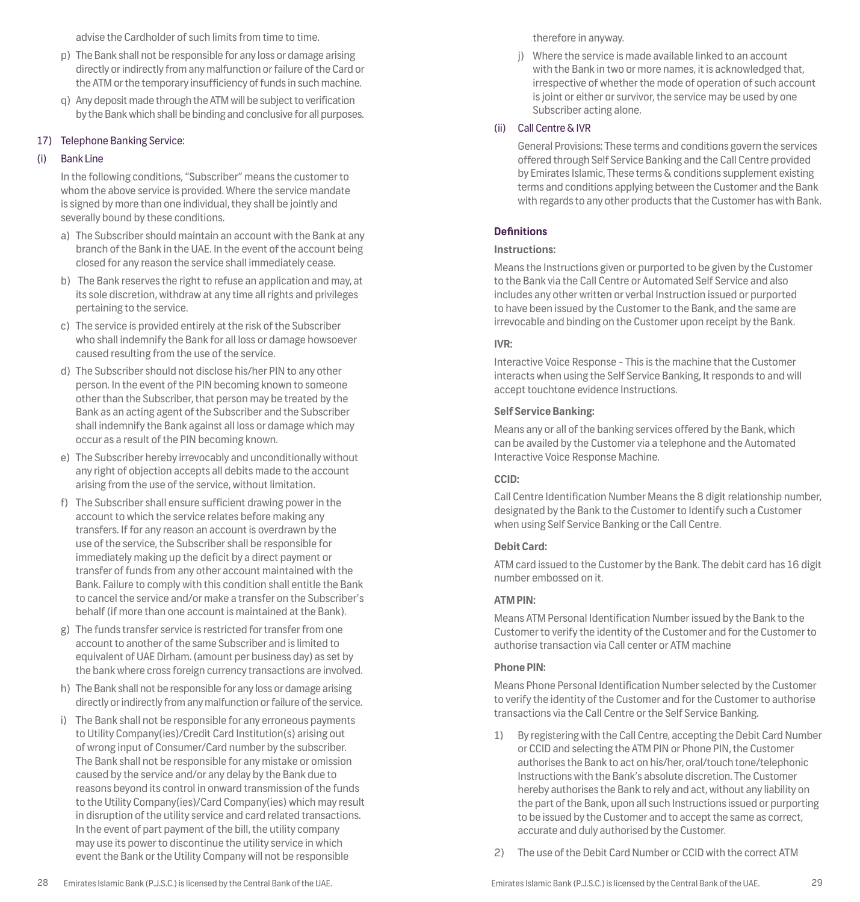advise the Cardholder of such limits from time to time.

p) The Bank shall not be responsible for any loss or damage arising directly or indirectly from any malfunction or failure of the Card or the ATM or the temporary insufficiency of funds in such machine.

q) Any deposit made through the ATM will be subject to verification by the Bank which shall be binding and conclusive for all purposes.

17) Telephone Banking Service:

(i) Bank Line

In the following conditions, "Subscriber" means the customer to whom the above service is provided. Where the service mandate is signed by more than one individual, they shall be jointly and severally bound by these conditions.

a) The Subscriber should maintain an account with the Bank at any branch of the Bank in the UAE. In the event of the account being closed for any reason the service shall immediately cease.

b) The Bank reserves the right to refuse an application and may, at its sole discretion, withdraw at any time all rights and privileges pertaining to the service.

c) The service is provided entirely at the risk of the Subscriber who shall indemnify the Bank for all loss or damage howsoever caused resulting from the use of the service.

d) The Subscriber should not disclose his/her PIN to any other person. In the event of the PIN becoming known to someone other than the Subscriber, that person may be treated by the Bank as an acting agent of the Subscriber and the Subscriber shall indemnify the Bank against all loss or damage which may occur as a result of the PIN becoming known.

e) The Subscriber hereby irrevocably and unconditionally without any right of objection accepts all debits made to the account arising from the use of the service, without limitation.

f) The Subscriber shall ensure sufficient drawing power in the account to which the service relates before making any transfers. If for any reason an account is overdrawn by the use of the service, the Subscriber shall be responsible for immediately making up the deficit by a direct payment or transfer of funds from any other account maintained with the Bank. Failure to comply with this condition shall entitle the Bank to cancel the service and/or make a transfer on the Subscriber's behalf (if more than one account is maintained at the Bank).

g) The funds transfer service is restricted for transfer from one account to another of the same Subscriber and is limited to equivalent of UAE Dirham. (amount per business day) as set by the bank where cross foreign currency transactions are involved.

h) The Bank shall not be responsible for any loss or damage arising directly or indirectly from any malfunction or failure of the service.

i) The Bank shall not be responsible for any erroneous payments to Utility Company(ies)/Credit Card Institution(s) arising out of wrong input of Consumer/Card number by the subscriber. The Bank shall not be responsible for any mistake or omission caused by the service and/or any delay by the Bank due to reasons beyond its control in onward transmission of the funds to the Utility Company(ies)/Card Company(ies) which may result in disruption of the utility service and card related transactions. In the event of part payment of the bill, the utility company may use its power to discontinue the utility service in which event the Bank or the Utility Company will not be responsible therefore in anyway.

j) Where the service is made available linked to an account with the Bank in two or more names, it is acknowledged that, irrespective of whether the mode of operation of such account is joint or either or survivor, the service may be used by one Subscriber acting alone.

(ii) Call Centre & IVR

General Provisions: These terms and conditions govern the services offered through Self Service Banking and the Call Centre provided by Emirates Islamic, These terms & conditions supplement existing terms and conditions applying between the Customer and the Bank with regards to any other products that the Customer has with Bank.

**Definitions**

**Instructions:**

Means the Instructions given or purported to be given by the Customer to the Bank via the Call Centre or Automated Self Service and also includes any other written or verbal Instruction issued or purported to have been issued by the Customer to the Bank, and the same are irrevocable and binding on the Customer upon receipt by the Bank.

**IVR:**

Interactive Voice Response – This is the machine that the Customer interacts when using the Self Service Banking, It responds to and will accept touchtone evidence Instructions.

**Self Service Banking:**

Means any or all of the banking services offered by the Bank, which can be availed by the Customer via a telephone and the Automated Interactive Voice Response Machine.

**CCID:**

Call Centre Identification Number Means the 8 digit relationship number, designated by the Bank to the Customer to Identify such a Customer when using Self Service Banking or the Call Centre.

**Debit Card:**

ATM card issued to the Customer by the Bank. The debit card has 16 digit number embossed on it.

**ATM PIN:**

Means ATM Personal Identification Number issued by the Bank to the Customer to verify the identity of the Customer and for the Customer to authorise transaction via Call center or ATM machine

**Phone PIN:**

Means Phone Personal Identification Number selected by the Customer to verify the identity of the Customer and for the Customer to authorise transactions via the Call Centre or the Self Service Banking.

1) By registering with the Call Centre, accepting the Debit Card Number or CCID and selecting the ATM PIN or Phone PIN, the Customer authorises the Bank to act on his/her, oral/touch tone/telephonic Instructions with the Bank's absolute discretion. The Customer hereby authorises the Bank to rely and act, without any liability on the part of the Bank, upon all such Instructions issued or purporting to be issued by the Customer and to accept the same as correct, accurate and duly authorised by the Customer.

2) The use of the Debit Card Number or CCID with the correct ATM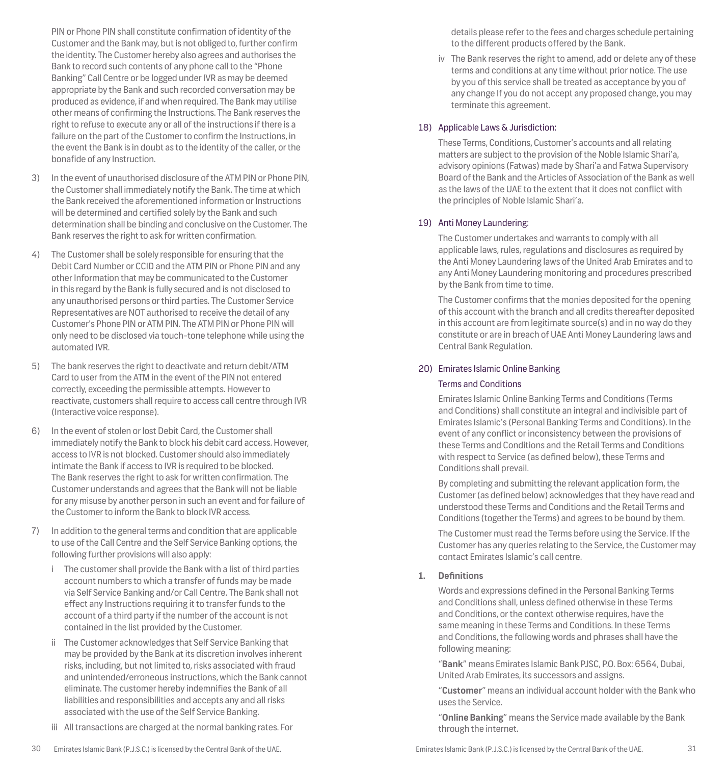PIN or Phone PIN shall constitute confirmation of identity of the Customer and the Bank may, but is not obliged to, further confirm the identity. The Customer hereby also agrees and authorises the Bank to record such contents of any phone call to the "Phone Banking" Call Centre or be logged under IVR as may be deemed appropriate by the Bank and such recorded conversation may be produced as evidence, if and when required. The Bank may utilise other means of confirming the Instructions. The Bank reserves the right to refuse to execute any or all of the instructions if there is a failure on the part of the Customer to confirm the Instructions, in the event the Bank is in doubt as to the identity of the caller, or the bonafide of any Instruction.

3) In the event of unauthorised disclosure of the ATM PIN or Phone PIN, the Customer shall immediately notify the Bank. The time at which the Bank received the aforementioned information or Instructions will be determined and certified solely by the Bank and such determination shall be binding and conclusive on the Customer. The Bank reserves the right to ask for written confirmation.

4) The Customer shall be solely responsible for ensuring that the Debit Card Number or CCID and the ATM PIN or Phone PIN and any other Information that may be communicated to the Customer in this regard by the Bank is fully secured and is not disclosed to any unauthorised persons or third parties. The Customer Service Representatives are NOT authorised to receive the detail of any Customer's Phone PIN or ATM PIN. The ATM PIN or Phone PIN will only need to be disclosed via touch-tone telephone while using the automated IVR.

5) The bank reserves the right to deactivate and return debit/ATM Card to user from the ATM in the event of the PIN not entered correctly, exceeding the permissible attempts. However to reactivate, customers shall require to access call centre through IVR (Interactive voice response).

6) In the event of stolen or lost Debit Card, the Customer shall immediately notify the Bank to block his debit card access. However, access to IVR is not blocked. Customer should also immediately intimate the Bank if access to IVR is required to be blocked. The Bank reserves the right to ask for written confirmation. The Customer understands and agrees that the Bank will not be liable for any misuse by another person in such an event and for failure of the Customer to inform the Bank to block IVR access.

7) In addition to the general terms and condition that are applicable to use of the Call Centre and the Self Service Banking options, the following further provisions will also apply:

   i The customer shall provide the Bank with a list of third parties account numbers to which a transfer of funds may be made via Self Service Banking and/or Call Centre. The Bank shall not effect any Instructions requiring it to transfer funds to the account of a third party if the number of the account is not contained in the list provided by the Customer.

   ii The Customer acknowledges that Self Service Banking that may be provided by the Bank at its discretion involves inherent risks, including, but not limited to, risks associated with fraud and unintended/erroneous instructions, which the Bank cannot eliminate. The customer hereby indemnifies the Bank of all liabilities and responsibilities and accepts any and all risks associated with the use of the Self Service Banking.

   iii All transactions are charged at the normal banking rates. For details please refer to the fees and charges schedule pertaining to the different products offered by the Bank.

   iv The Bank reserves the right to amend, add or delete any of these terms and conditions at any time without prior notice. The use by you of this service shall be treated as acceptance by you of any change If you do not accept any proposed change, you may terminate this agreement.

18) Applicable Laws & Jurisdiction:

These Terms, Conditions, Customer's accounts and all relating matters are subject to the provision of the Noble Islamic Shari'a, advisory opinions (Fatwas) made by Shari'a and Fatwa Supervisory Board of the Bank and the Articles of Association of the Bank as well as the laws of the UAE to the extent that it does not conflict with the principles of Noble Islamic Shari'a.

19) Anti Money Laundering:

The Customer undertakes and warrants to comply with all applicable laws, rules, regulations and disclosures as required by the Anti Money Laundering laws of the United Arab Emirates and to any Anti Money Laundering monitoring and procedures prescribed by the Bank from time to time.

The Customer confirms that the monies deposited for the opening of this account with the branch and all credits thereafter deposited in this account are from legitimate source(s) and in no way do they constitute or are in breach of UAE Anti Money Laundering laws and Central Bank Regulation.

20) Emirates Islamic Online Banking

Terms and Conditions

Emirates Islamic Online Banking Terms and Conditions (Terms and Conditions) shall constitute an integral and indivisible part of Emirates Islamic's (Personal Banking Terms and Conditions). In the event of any conflict or inconsistency between the provisions of these Terms and Conditions and the Retail Terms and Conditions with respect to Service (as defined below), these Terms and Conditions shall prevail.

By completing and submitting the relevant application form, the Customer (as defined below) acknowledges that they have read and understood these Terms and Conditions and the Retail Terms and Conditions (together the Terms) and agrees to be bound by them.

The Customer must read the Terms before using the Service. If the Customer has any queries relating to the Service, the Customer may contact Emirates Islamic's call centre.

**1. Definitions**

Words and expressions defined in the Personal Banking Terms and Conditions shall, unless defined otherwise in these Terms and Conditions, or the context otherwise requires, have the same meaning in these Terms and Conditions. In these Terms and Conditions, the following words and phrases shall have the following meaning:

"**Bank**" means Emirates Islamic Bank PJSC, P.O. Box: 6564, Dubai, United Arab Emirates, its successors and assigns.

"**Customer**" means an individual account holder with the Bank who uses the Service.

"**Online Banking**" means the Service made available by the Bank through the internet.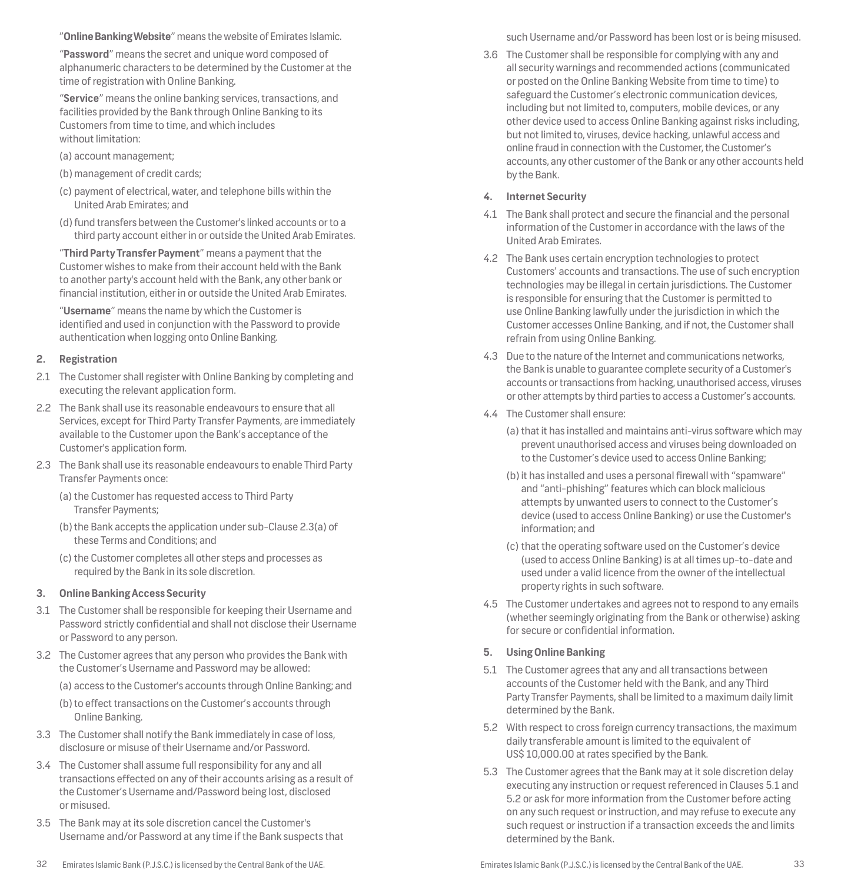"**Online Banking Website**" means the website of Emirates Islamic.

"**Password**" means the secret and unique word composed of alphanumeric characters to be determined by the Customer at the time of registration with Online Banking.

"**Service**" means the online banking services, transactions, and facilities provided by the Bank through Online Banking to its Customers from time to time, and which includes without limitation:

(a) account management;

(b) management of credit cards;

(c) payment of electrical, water, and telephone bills within the United Arab Emirates; and

(d) fund transfers between the Customer's linked accounts or to a third party account either in or outside the United Arab Emirates.

"**Third Party Transfer Payment**" means a payment that the Customer wishes to make from their account held with the Bank to another party's account held with the Bank, any other bank or financial institution, either in or outside the United Arab Emirates.

"**Username**" means the name by which the Customer is identified and used in conjunction with the Password to provide authentication when logging onto Online Banking.

## 2. Registration

2.1 The Customer shall register with Online Banking by completing and executing the relevant application form.

2.2 The Bank shall use its reasonable endeavours to ensure that all Services, except for Third Party Transfer Payments, are immediately available to the Customer upon the Bank's acceptance of the Customer's application form.

2.3 The Bank shall use its reasonable endeavours to enable Third Party Transfer Payments once:

(a) the Customer has requested access to Third Party Transfer Payments;

(b) the Bank accepts the application under sub-Clause 2.3(a) of these Terms and Conditions; and

(c) the Customer completes all other steps and processes as required by the Bank in its sole discretion.

## 3. Online Banking Access Security

3.1 The Customer shall be responsible for keeping their Username and Password strictly confidential and shall not disclose their Username or Password to any person.

3.2 The Customer agrees that any person who provides the Bank with the Customer's Username and Password may be allowed:

(a) access to the Customer's accounts through Online Banking; and

(b) to effect transactions on the Customer's accounts through Online Banking.

3.3 The Customer shall notify the Bank immediately in case of loss, disclosure or misuse of their Username and/or Password.

3.4 The Customer shall assume full responsibility for any and all transactions effected on any of their accounts arising as a result of the Customer's Username and/Password being lost, disclosed or misused.

3.5 The Bank may at its sole discretion cancel the Customer's Username and/or Password at any time if the Bank suspects that such Username and/or Password has been lost or is being misused.

3.6 The Customer shall be responsible for complying with any and all security warnings and recommended actions (communicated or posted on the Online Banking Website from time to time) to safeguard the Customer's electronic communication devices, including but not limited to, computers, mobile devices, or any other device used to access Online Banking against risks including, but not limited to, viruses, device hacking, unlawful access and online fraud in connection with the Customer, the Customer's accounts, any other customer of the Bank or any other accounts held by the Bank.

## 4. Internet Security

4.1 The Bank shall protect and secure the financial and the personal information of the Customer in accordance with the laws of the United Arab Emirates.

4.2 The Bank uses certain encryption technologies to protect Customers' accounts and transactions. The use of such encryption technologies may be illegal in certain jurisdictions. The Customer is responsible for ensuring that the Customer is permitted to use Online Banking lawfully under the jurisdiction in which the Customer accesses Online Banking, and if not, the Customer shall refrain from using Online Banking.

4.3 Due to the nature of the Internet and communications networks, the Bank is unable to guarantee complete security of a Customer's accounts or transactions from hacking, unauthorised access, viruses or other attempts by third parties to access a Customer's accounts.

4.4 The Customer shall ensure:

(a) that it has installed and maintains anti-virus software which may prevent unauthorised access and viruses being downloaded on to the Customer's device used to access Online Banking;

(b) it has installed and uses a personal firewall with "spamware" and "anti-phishing" features which can block malicious attempts by unwanted users to connect to the Customer's device (used to access Online Banking) or use the Customer's information; and

(c) that the operating software used on the Customer's device (used to access Online Banking) is at all times up-to-date and used under a valid licence from the owner of the intellectual property rights in such software.

4.5 The Customer undertakes and agrees not to respond to any emails (whether seemingly originating from the Bank or otherwise) asking for secure or confidential information.

## 5. Using Online Banking

5.1 The Customer agrees that any and all transactions between accounts of the Customer held with the Bank, and any Third Party Transfer Payments, shall be limited to a maximum daily limit determined by the Bank.

5.2 With respect to cross foreign currency transactions, the maximum daily transferable amount is limited to the equivalent of US$ 10,000.00 at rates specified by the Bank.

5.3 The Customer agrees that the Bank may at it sole discretion delay executing any instruction or request referenced in Clauses 5.1 and 5.2 or ask for more information from the Customer before acting on any such request or instruction, and may refuse to execute any such request or instruction if a transaction exceeds the and limits determined by the Bank.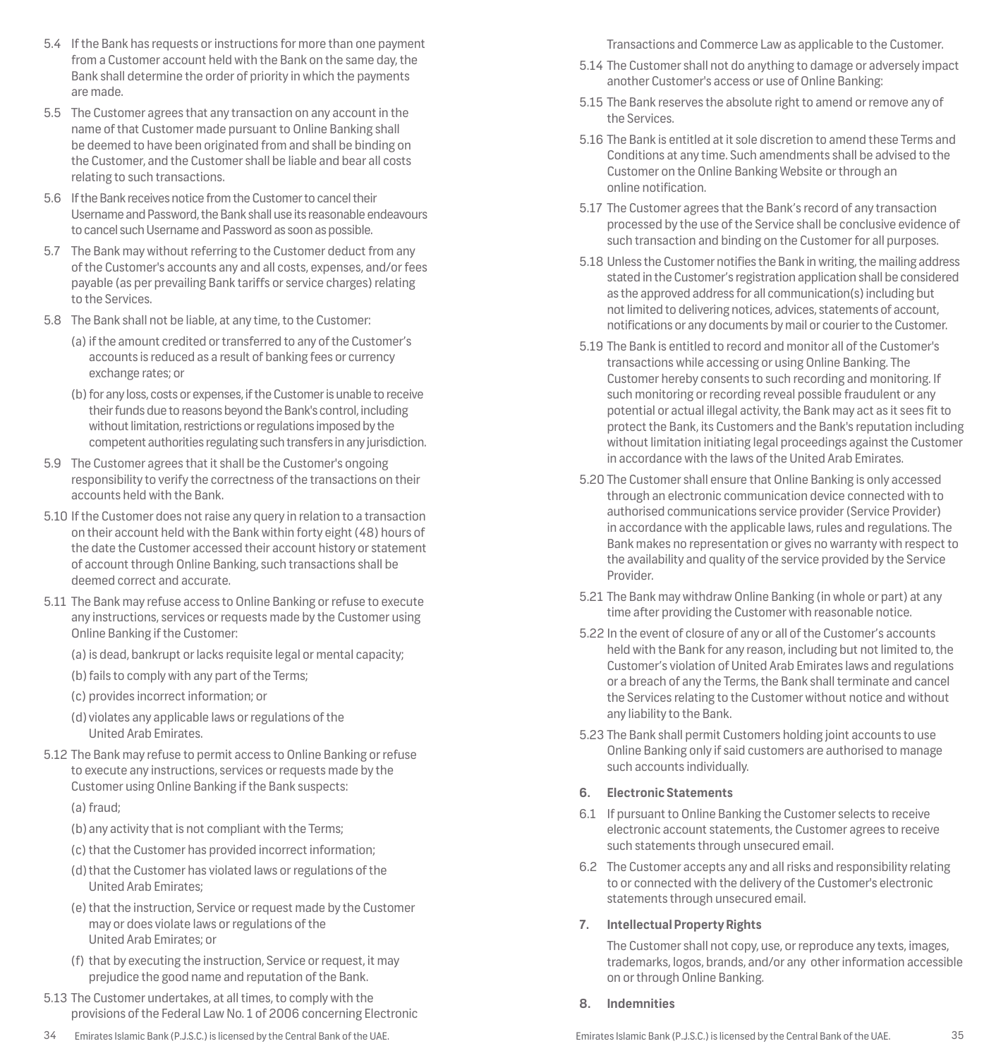5.4 If the Bank has requests or instructions for more than one payment from a Customer account held with the Bank on the same day, the Bank shall determine the order of priority in which the payments are made.

5.5 The Customer agrees that any transaction on any account in the name of that Customer made pursuant to Online Banking shall be deemed to have been originated from and shall be binding on the Customer, and the Customer shall be liable and bear all costs relating to such transactions.

5.6 If the Bank receives notice from the Customer to cancel their Username and Password, the Bank shall use its reasonable endeavours to cancel such Username and Password as soon as possible.

5.7 The Bank may without referring to the Customer deduct from any of the Customer's accounts any and all costs, expenses, and/or fees payable (as per prevailing Bank tariffs or service charges) relating to the Services.

5.8 The Bank shall not be liable, at any time, to the Customer:

(a) if the amount credited or transferred to any of the Customer's accounts is reduced as a result of banking fees or currency exchange rates; or

(b) for any loss, costs or expenses, if the Customer is unable to receive their funds due to reasons beyond the Bank's control, including without limitation, restrictions or regulations imposed by the competent authorities regulating such transfers in any jurisdiction.

5.9 The Customer agrees that it shall be the Customer's ongoing responsibility to verify the correctness of the transactions on their accounts held with the Bank.

5.10 If the Customer does not raise any query in relation to a transaction on their account held with the Bank within forty eight (48) hours of the date the Customer accessed their account history or statement of account through Online Banking, such transactions shall be deemed correct and accurate.

5.11 The Bank may refuse access to Online Banking or refuse to execute any instructions, services or requests made by the Customer using Online Banking if the Customer:

(a) is dead, bankrupt or lacks requisite legal or mental capacity;

(b) fails to comply with any part of the Terms;

(c) provides incorrect information; or

(d) violates any applicable laws or regulations of the United Arab Emirates.

5.12 The Bank may refuse to permit access to Online Banking or refuse to execute any instructions, services or requests made by the Customer using Online Banking if the Bank suspects:

(a) fraud;

(b) any activity that is not compliant with the Terms;

(c) that the Customer has provided incorrect information;

(d) that the Customer has violated laws or regulations of the United Arab Emirates;

(e) that the instruction, Service or request made by the Customer may or does violate laws or regulations of the United Arab Emirates; or

(f) that by executing the instruction, Service or request, it may prejudice the good name and reputation of the Bank.

5.13 The Customer undertakes, at all times, to comply with the provisions of the Federal Law No. 1 of 2006 concerning Electronic Transactions and Commerce Law as applicable to the Customer.

5.14 The Customer shall not do anything to damage or adversely impact another Customer's access or use of Online Banking:

5.15 The Bank reserves the absolute right to amend or remove any of the Services.

5.16 The Bank is entitled at it sole discretion to amend these Terms and Conditions at any time. Such amendments shall be advised to the Customer on the Online Banking Website or through an online notification.

5.17 The Customer agrees that the Bank's record of any transaction processed by the use of the Service shall be conclusive evidence of such transaction and binding on the Customer for all purposes.

5.18 Unless the Customer notifies the Bank in writing, the mailing address stated in the Customer's registration application shall be considered as the approved address for all communication(s) including but not limited to delivering notices, advices, statements of account, notifications or any documents by mail or courier to the Customer.

5.19 The Bank is entitled to record and monitor all of the Customer's transactions while accessing or using Online Banking. The Customer hereby consents to such recording and monitoring. If such monitoring or recording reveal possible fraudulent or any potential or actual illegal activity, the Bank may act as it sees fit to protect the Bank, its Customers and the Bank's reputation including without limitation initiating legal proceedings against the Customer in accordance with the laws of the United Arab Emirates.

5.20 The Customer shall ensure that Online Banking is only accessed through an electronic communication device connected with to authorised communications service provider (Service Provider) in accordance with the applicable laws, rules and regulations. The Bank makes no representation or gives no warranty with respect to the availability and quality of the service provided by the Service Provider.

5.21 The Bank may withdraw Online Banking (in whole or part) at any time after providing the Customer with reasonable notice.

5.22 In the event of closure of any or all of the Customer's accounts held with the Bank for any reason, including but not limited to, the Customer's violation of United Arab Emirates laws and regulations or a breach of any the Terms, the Bank shall terminate and cancel the Services relating to the Customer without notice and without any liability to the Bank.

5.23 The Bank shall permit Customers holding joint accounts to use Online Banking only if said customers are authorised to manage such accounts individually.

## 6. Electronic Statements

6.1 If pursuant to Online Banking the Customer selects to receive electronic account statements, the Customer agrees to receive such statements through unsecured email.

6.2 The Customer accepts any and all risks and responsibility relating to or connected with the delivery of the Customer's electronic statements through unsecured email.

## 7. Intellectual Property Rights

The Customer shall not copy, use, or reproduce any texts, images, trademarks, logos, brands, and/or any other information accessible on or through Online Banking.

## 8. Indemnities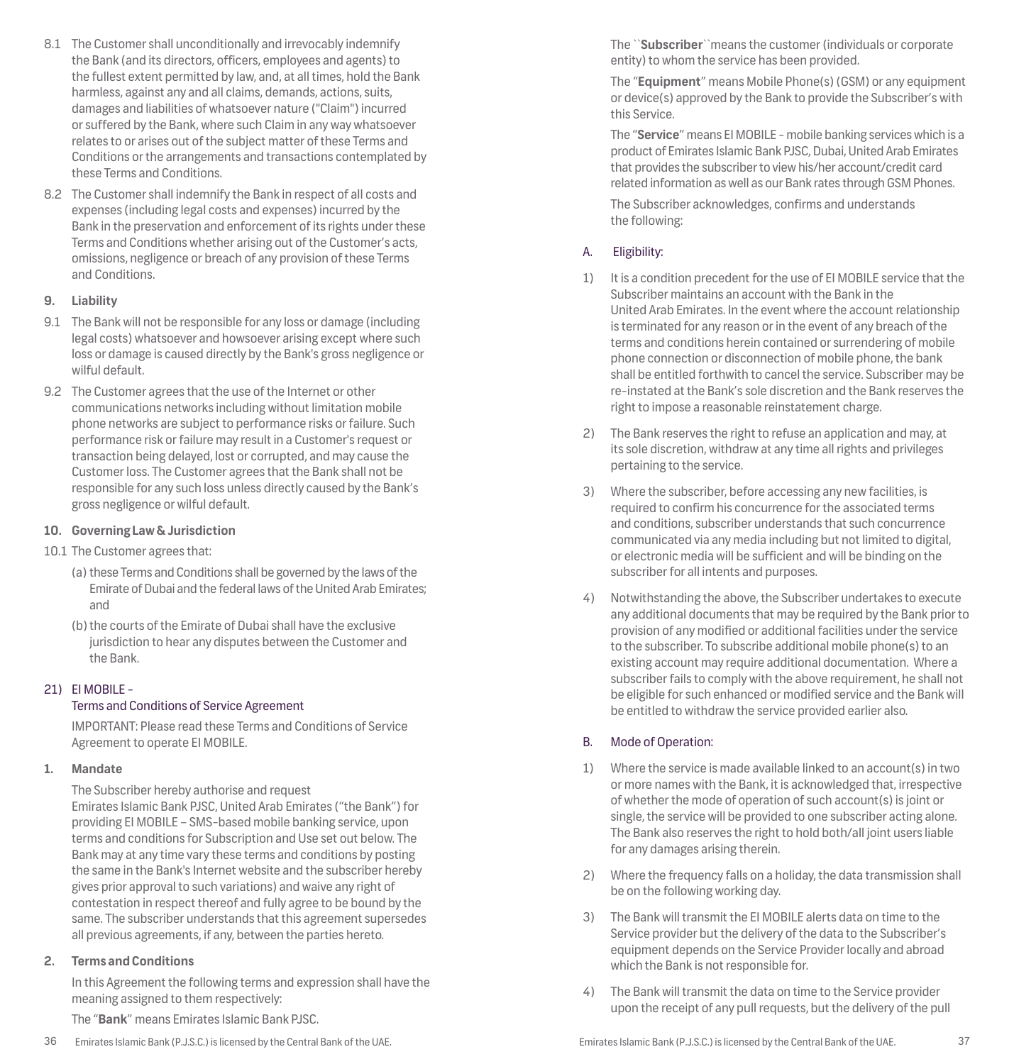8.1 The Customer shall unconditionally and irrevocably indemnify the Bank (and its directors, officers, employees and agents) to the fullest extent permitted by law, and, at all times, hold the Bank harmless, against any and all claims, demands, actions, suits, damages and liabilities of whatsoever nature ("Claim") incurred or suffered by the Bank, where such Claim in any way whatsoever relates to or arises out of the subject matter of these Terms and Conditions or the arrangements and transactions contemplated by these Terms and Conditions.

8.2 The Customer shall indemnify the Bank in respect of all costs and expenses (including legal costs and expenses) incurred by the Bank in the preservation and enforcement of its rights under these Terms and Conditions whether arising out of the Customer's acts, omissions, negligence or breach of any provision of these Terms and Conditions.

**9. Liability**

9.1 The Bank will not be responsible for any loss or damage (including legal costs) whatsoever and howsoever arising except where such loss or damage is caused directly by the Bank's gross negligence or wilful default.

9.2 The Customer agrees that the use of the Internet or other communications networks including without limitation mobile phone networks are subject to performance risks or failure. Such performance risk or failure may result in a Customer's request or transaction being delayed, lost or corrupted, and may cause the Customer loss. The Customer agrees that the Bank shall not be responsible for any such loss unless directly caused by the Bank's gross negligence or wilful default.

**10. Governing Law & Jurisdiction**

10.1 The Customer agrees that:

(a) these Terms and Conditions shall be governed by the laws of the Emirate of Dubai and the federal laws of the United Arab Emirates; and

(b) the courts of the Emirate of Dubai shall have the exclusive jurisdiction to hear any disputes between the Customer and the Bank.

## 21) EI MOBILE – Terms and Conditions of Service Agreement

IMPORTANT: Please read these Terms and Conditions of Service Agreement to operate EI MOBILE.

**1. Mandate**

The Subscriber hereby authorise and request Emirates Islamic Bank PJSC, United Arab Emirates ("the Bank") for providing EI MOBILE – SMS-based mobile banking service, upon terms and conditions for Subscription and Use set out below. The Bank may at any time vary these terms and conditions by posting the same in the Bank's Internet website and the subscriber hereby gives prior approval to such variations) and waive any right of contestation in respect thereof and fully agree to be bound by the same. The subscriber understands that this agreement supersedes all previous agreements, if any, between the parties hereto.

**2. Terms and Conditions**

In this Agreement the following terms and expression shall have the meaning assigned to them respectively:

The "**Bank**" means Emirates Islamic Bank PJSC.

The ``**Subscriber**``means the customer (individuals or corporate entity) to whom the service has been provided.

The "**Equipment**" means Mobile Phone(s) (GSM) or any equipment or device(s) approved by the Bank to provide the Subscriber's with this Service.

The "**Service**" means EI MOBILE - mobile banking services which is a product of Emirates Islamic Bank PJSC, Dubai, United Arab Emirates that provides the subscriber to view his/her account/credit card related information as well as our Bank rates through GSM Phones.

The Subscriber acknowledges, confirms and understands the following:

A. Eligibility:

1) It is a condition precedent for the use of EI MOBILE service that the Subscriber maintains an account with the Bank in the United Arab Emirates. In the event where the account relationship is terminated for any reason or in the event of any breach of the terms and conditions herein contained or surrendering of mobile phone connection or disconnection of mobile phone, the bank shall be entitled forthwith to cancel the service. Subscriber may be re-instated at the Bank's sole discretion and the Bank reserves the right to impose a reasonable reinstatement charge.

2) The Bank reserves the right to refuse an application and may, at its sole discretion, withdraw at any time all rights and privileges pertaining to the service.

3) Where the subscriber, before accessing any new facilities, is required to confirm his concurrence for the associated terms and conditions, subscriber understands that such concurrence communicated via any media including but not limited to digital, or electronic media will be sufficient and will be binding on the subscriber for all intents and purposes.

4) Notwithstanding the above, the Subscriber undertakes to execute any additional documents that may be required by the Bank prior to provision of any modified or additional facilities under the service to the subscriber. To subscribe additional mobile phone(s) to an existing account may require additional documentation. Where a subscriber fails to comply with the above requirement, he shall not be eligible for such enhanced or modified service and the Bank will be entitled to withdraw the service provided earlier also.

B. Mode of Operation:

1) Where the service is made available linked to an account(s) in two or more names with the Bank, it is acknowledged that, irrespective of whether the mode of operation of such account(s) is joint or single, the service will be provided to one subscriber acting alone. The Bank also reserves the right to hold both/all joint users liable for any damages arising therein.

2) Where the frequency falls on a holiday, the data transmission shall be on the following working day.

3) The Bank will transmit the EI MOBILE alerts data on time to the Service provider but the delivery of the data to the Subscriber's equipment depends on the Service Provider locally and abroad which the Bank is not responsible for.

4) The Bank will transmit the data on time to the Service provider upon the receipt of any pull requests, but the delivery of the pull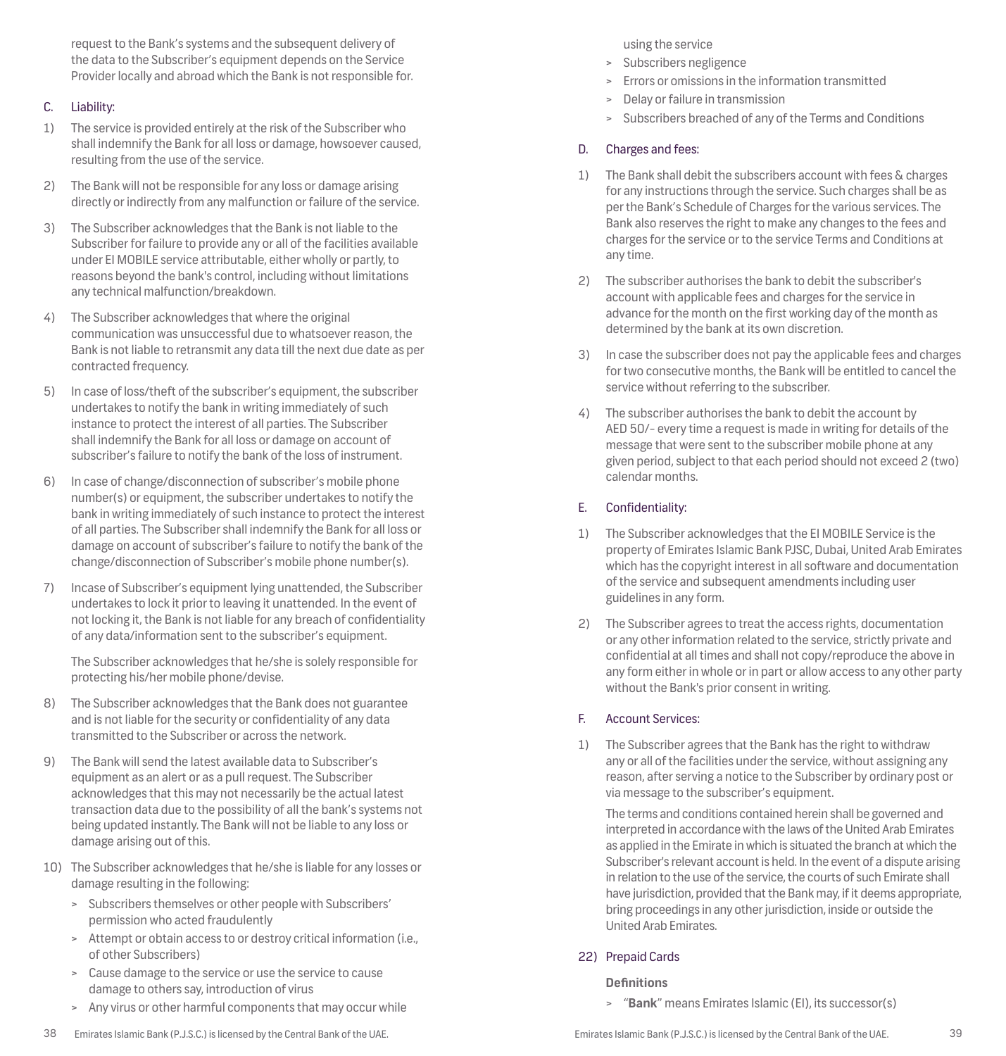request to the Bank's systems and the subsequent delivery of the data to the Subscriber's equipment depends on the Service Provider locally and abroad which the Bank is not responsible for.

C. Liability:

1) The service is provided entirely at the risk of the Subscriber who shall indemnify the Bank for all loss or damage, howsoever caused, resulting from the use of the service.

2) The Bank will not be responsible for any loss or damage arising directly or indirectly from any malfunction or failure of the service.

3) The Subscriber acknowledges that the Bank is not liable to the Subscriber for failure to provide any or all of the facilities available under EI MOBILE service attributable, either wholly or partly, to reasons beyond the bank's control, including without limitations any technical malfunction/breakdown.

4) The Subscriber acknowledges that where the original communication was unsuccessful due to whatsoever reason, the Bank is not liable to retransmit any data till the next due date as per contracted frequency.

5) In case of loss/theft of the subscriber's equipment, the subscriber undertakes to notify the bank in writing immediately of such instance to protect the interest of all parties. The Subscriber shall indemnify the Bank for all loss or damage on account of subscriber's failure to notify the bank of the loss of instrument.

6) In case of change/disconnection of subscriber's mobile phone number(s) or equipment, the subscriber undertakes to notify the bank in writing immediately of such instance to protect the interest of all parties. The Subscriber shall indemnify the Bank for all loss or damage on account of subscriber's failure to notify the bank of the change/disconnection of Subscriber's mobile phone number(s).

7) Incase of Subscriber's equipment lying unattended, the Subscriber undertakes to lock it prior to leaving it unattended. In the event of not locking it, the Bank is not liable for any breach of confidentiality of any data/information sent to the subscriber's equipment.

   The Subscriber acknowledges that he/she is solely responsible for protecting his/her mobile phone/devise.

8) The Subscriber acknowledges that the Bank does not guarantee and is not liable for the security or confidentiality of any data transmitted to the Subscriber or across the network.

9) The Bank will send the latest available data to Subscriber's equipment as an alert or as a pull request. The Subscriber acknowledges that this may not necessarily be the actual latest transaction data due to the possibility of all the bank's systems not being updated instantly. The Bank will not be liable to any loss or damage arising out of this.

10) The Subscriber acknowledges that he/she is liable for any losses or damage resulting in the following:

   > Subscribers themselves or other people with Subscribers' permission who acted fraudulently
   > Attempt or obtain access to or destroy critical information (i.e., of other Subscribers)
   > Cause damage to the service or use the service to cause damage to others say, introduction of virus
   > Any virus or other harmful components that may occur while using the service
   > Subscribers negligence
   > Errors or omissions in the information transmitted
   > Delay or failure in transmission
   > Subscribers breached of any of the Terms and Conditions

D. Charges and fees:

1) The Bank shall debit the subscribers account with fees & charges for any instructions through the service. Such charges shall be as per the Bank's Schedule of Charges for the various services. The Bank also reserves the right to make any changes to the fees and charges for the service or to the service Terms and Conditions at any time.

2) The subscriber authorises the bank to debit the subscriber's account with applicable fees and charges for the service in advance for the month on the first working day of the month as determined by the bank at its own discretion.

3) In case the subscriber does not pay the applicable fees and charges for two consecutive months, the Bank will be entitled to cancel the service without referring to the subscriber.

4) The subscriber authorises the bank to debit the account by AED 50/- every time a request is made in writing for details of the message that were sent to the subscriber mobile phone at any given period, subject to that each period should not exceed 2 (two) calendar months.

E. Confidentiality:

1) The Subscriber acknowledges that the EI MOBILE Service is the property of Emirates Islamic Bank PJSC, Dubai, United Arab Emirates which has the copyright interest in all software and documentation of the service and subsequent amendments including user guidelines in any form.

2) The Subscriber agrees to treat the access rights, documentation or any other information related to the service, strictly private and confidential at all times and shall not copy/reproduce the above in any form either in whole or in part or allow access to any other party without the Bank's prior consent in writing.

F. Account Services:

1) The Subscriber agrees that the Bank has the right to withdraw any or all of the facilities under the service, without assigning any reason, after serving a notice to the Subscriber by ordinary post or via message to the subscriber's equipment.

   The terms and conditions contained herein shall be governed and interpreted in accordance with the laws of the United Arab Emirates as applied in the Emirate in which is situated the branch at which the Subscriber's relevant account is held. In the event of a dispute arising in relation to the use of the service, the courts of such Emirate shall have jurisdiction, provided that the Bank may, if it deems appropriate, bring proceedings in any other jurisdiction, inside or outside the United Arab Emirates.

22) Prepaid Cards

**Definitions**

> "**Bank**" means Emirates Islamic (EI), its successor(s)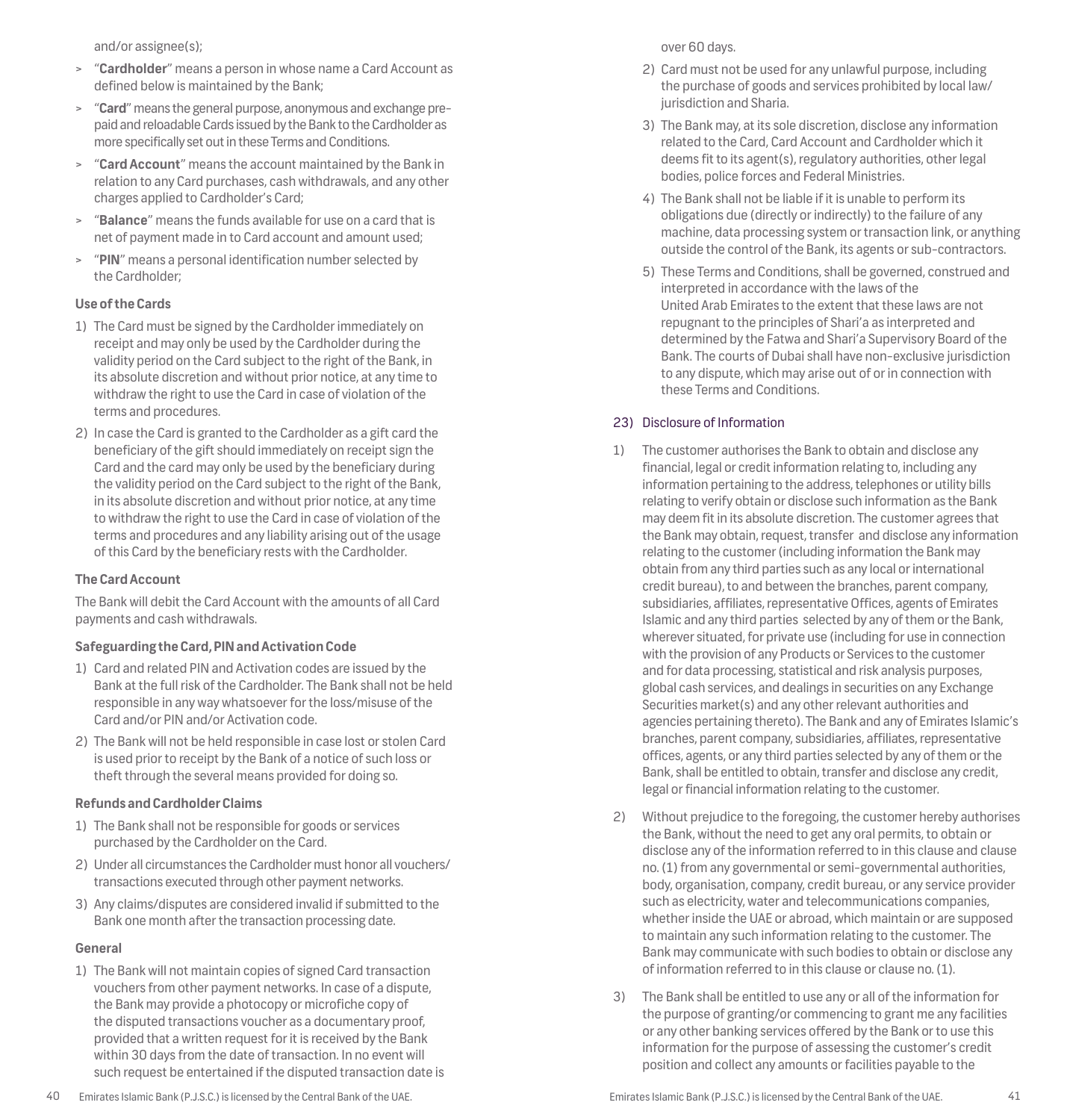and/or assignee(s);

- "**Cardholder**" means a person in whose name a Card Account as defined below is maintained by the Bank;
- "**Card**" means the general purpose, anonymous and exchange pre-paid and reloadable Cards issued by the Bank to the Cardholder as more specifically set out in these Terms and Conditions.
- "**Card Account**" means the account maintained by the Bank in relation to any Card purchases, cash withdrawals, and any other charges applied to Cardholder's Card;
- "**Balance**" means the funds available for use on a card that is net of payment made in to Card account and amount used;
- "**PIN**" means a personal identification number selected by the Cardholder;

**Use of the Cards**

1) The Card must be signed by the Cardholder immediately on receipt and may only be used by the Cardholder during the validity period on the Card subject to the right of the Bank, in its absolute discretion and without prior notice, at any time to withdraw the right to use the Card in case of violation of the terms and procedures.
2) In case the Card is granted to the Cardholder as a gift card the beneficiary of the gift should immediately on receipt sign the Card and the card may only be used by the beneficiary during the validity period on the Card subject to the right of the Bank, in its absolute discretion and without prior notice, at any time to withdraw the right to use the Card in case of violation of the terms and procedures and any liability arising out of the usage of this Card by the beneficiary rests with the Cardholder.

**The Card Account**

The Bank will debit the Card Account with the amounts of all Card payments and cash withdrawals.

**Safeguarding the Card, PIN and Activation Code**

1) Card and related PIN and Activation codes are issued by the Bank at the full risk of the Cardholder. The Bank shall not be held responsible in any way whatsoever for the loss/misuse of the Card and/or PIN and/or Activation code.
2) The Bank will not be held responsible in case lost or stolen Card is used prior to receipt by the Bank of a notice of such loss or theft through the several means provided for doing so.

**Refunds and Cardholder Claims**

1) The Bank shall not be responsible for goods or services purchased by the Cardholder on the Card.
2) Under all circumstances the Cardholder must honor all vouchers/transactions executed through other payment networks.
3) Any claims/disputes are considered invalid if submitted to the Bank one month after the transaction processing date.

**General**

1) The Bank will not maintain copies of signed Card transaction vouchers from other payment networks. In case of a dispute, the Bank may provide a photocopy or microfiche copy of the disputed transactions voucher as a documentary proof, provided that a written request for it is received by the Bank within 30 days from the date of transaction. In no event will such request be entertained if the disputed transaction date is over 60 days.
2) Card must not be used for any unlawful purpose, including the purchase of goods and services prohibited by local law/jurisdiction and Sharia.
3) The Bank may, at its sole discretion, disclose any information related to the Card, Card Account and Cardholder which it deems fit to its agent(s), regulatory authorities, other legal bodies, police forces and Federal Ministries.
4) The Bank shall not be liable if it is unable to perform its obligations due (directly or indirectly) to the failure of any machine, data processing system or transaction link, or anything outside the control of the Bank, its agents or sub-contractors.
5) These Terms and Conditions, shall be governed, construed and interpreted in accordance with the laws of the United Arab Emirates to the extent that these laws are not repugnant to the principles of Shari'a as interpreted and determined by the Fatwa and Shari'a Supervisory Board of the Bank. The courts of Dubai shall have non-exclusive jurisdiction to any dispute, which may arise out of or in connection with these Terms and Conditions.

## 23) Disclosure of Information

1) The customer authorises the Bank to obtain and disclose any financial, legal or credit information relating to, including any information pertaining to the address, telephones or utility bills relating to verify obtain or disclose such information as the Bank may deem fit in its absolute discretion. The customer agrees that the Bank may obtain, request, transfer and disclose any information relating to the customer (including information the Bank may obtain from any third parties such as any local or international credit bureau), to and between the branches, parent company, subsidiaries, affiliates, representative Offices, agents of Emirates Islamic and any third parties selected by any of them or the Bank, wherever situated, for private use (including for use in connection with the provision of any Products or Services to the customer and for data processing, statistical and risk analysis purposes, global cash services, and dealings in securities on any Exchange Securities market(s) and any other relevant authorities and agencies pertaining thereto). The Bank and any of Emirates Islamic's branches, parent company, subsidiaries, affiliates, representative offices, agents, or any third parties selected by any of them or the Bank, shall be entitled to obtain, transfer and disclose any credit, legal or financial information relating to the customer.
2) Without prejudice to the foregoing, the customer hereby authorises the Bank, without the need to get any oral permits, to obtain or disclose any of the information referred to in this clause and clause no. (1) from any governmental or semi-governmental authorities, body, organisation, company, credit bureau, or any service provider such as electricity, water and telecommunications companies, whether inside the UAE or abroad, which maintain or are supposed to maintain any such information relating to the customer. The Bank may communicate with such bodies to obtain or disclose any of information referred to in this clause or clause no. (1).
3) The Bank shall be entitled to use any or all of the information for the purpose of granting/or commencing to grant me any facilities or any other banking services offered by the Bank or to use this information for the purpose of assessing the customer's credit position and collect any amounts or facilities payable to the

Emirates Islamic Bank (P.J.S.C.) is licensed by the Central Bank of the UAE.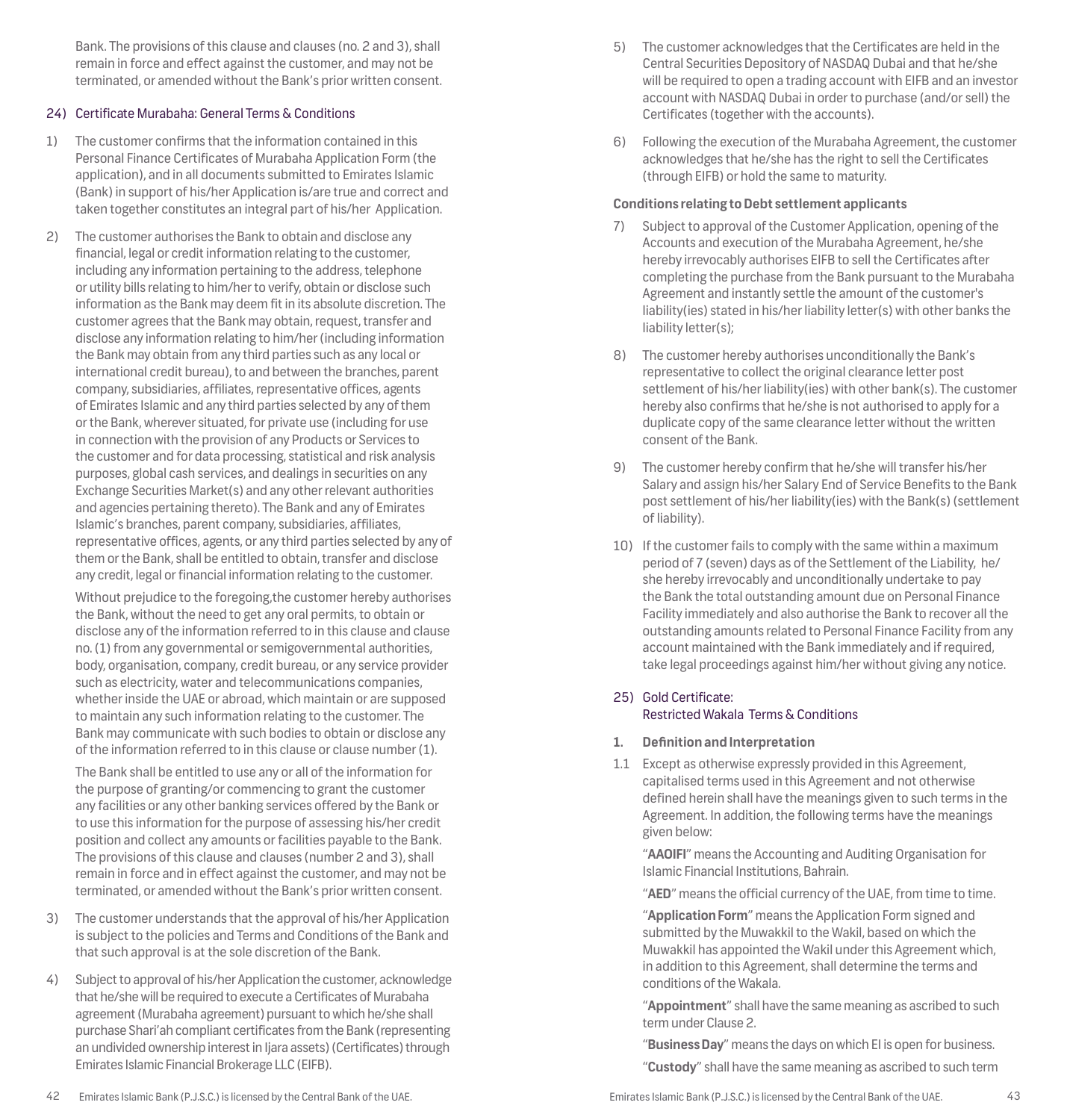Bank. The provisions of this clause and clauses (no. 2 and 3), shall remain in force and effect against the customer, and may not be terminated, or amended without the Bank's prior written consent.

## 24) Certificate Murabaha: General Terms & Conditions

1) The customer confirms that the information contained in this Personal Finance Certificates of Murabaha Application Form (the application), and in all documents submitted to Emirates Islamic (Bank) in support of his/her Application is/are true and correct and taken together constitutes an integral part of his/her Application.

2) The customer authorises the Bank to obtain and disclose any financial, legal or credit information relating to the customer, including any information pertaining to the address, telephone or utility bills relating to him/her to verify, obtain or disclose such information as the Bank may deem fit in its absolute discretion. The customer agrees that the Bank may obtain, request, transfer and disclose any information relating to him/her (including information the Bank may obtain from any third parties such as any local or international credit bureau), to and between the branches, parent company, subsidiaries, affiliates, representative offices, agents of Emirates Islamic and any third parties selected by any of them or the Bank, wherever situated, for private use (including for use in connection with the provision of any Products or Services to the customer and for data processing, statistical and risk analysis purposes, global cash services, and dealings in securities on any Exchange Securities Market(s) and any other relevant authorities and agencies pertaining thereto). The Bank and any of Emirates Islamic's branches, parent company, subsidiaries, affiliates, representative offices, agents, or any third parties selected by any of them or the Bank, shall be entitled to obtain, transfer and disclose any credit, legal or financial information relating to the customer.

   Without prejudice to the foregoing,the customer hereby authorises the Bank, without the need to get any oral permits, to obtain or disclose any of the information referred to in this clause and clause no. (1) from any governmental or semigovernmental authorities, body, organisation, company, credit bureau, or any service provider such as electricity, water and telecommunications companies, whether inside the UAE or abroad, which maintain or are supposed to maintain any such information relating to the customer. The Bank may communicate with such bodies to obtain or disclose any of the information referred to in this clause or clause number (1).

   The Bank shall be entitled to use any or all of the information for the purpose of granting/or commencing to grant the customer any facilities or any other banking services offered by the Bank or to use this information for the purpose of assessing his/her credit position and collect any amounts or facilities payable to the Bank. The provisions of this clause and clauses (number 2 and 3), shall remain in force and in effect against the customer, and may not be terminated, or amended without the Bank's prior written consent.

3) The customer understands that the approval of his/her Application is subject to the policies and Terms and Conditions of the Bank and that such approval is at the sole discretion of the Bank.

4) Subject to approval of his/her Application the customer, acknowledge that he/she will be required to execute a Certificates of Murabaha agreement (Murabaha agreement) pursuant to which he/she shall purchase Shari'ah compliant certificates from the Bank (representing an undivided ownership interest in Ijara assets) (Certificates) through Emirates Islamic Financial Brokerage LLC (EIFB).

5) The customer acknowledges that the Certificates are held in the Central Securities Depository of NASDAQ Dubai and that he/she will be required to open a trading account with EIFB and an investor account with NASDAQ Dubai in order to purchase (and/or sell) the Certificates (together with the accounts).

6) Following the execution of the Murabaha Agreement, the customer acknowledges that he/she has the right to sell the Certificates (through EIFB) or hold the same to maturity.

**Conditions relating to Debt settlement applicants**

7) Subject to approval of the Customer Application, opening of the Accounts and execution of the Murabaha Agreement, he/she hereby irrevocably authorises EIFB to sell the Certificates after completing the purchase from the Bank pursuant to the Murabaha Agreement and instantly settle the amount of the customer's liability(ies) stated in his/her liability letter(s) with other banks the liability letter(s);

8) The customer hereby authorises unconditionally the Bank's representative to collect the original clearance letter post settlement of his/her liability(ies) with other bank(s). The customer hereby also confirms that he/she is not authorised to apply for a duplicate copy of the same clearance letter without the written consent of the Bank.

9) The customer hereby confirm that he/she will transfer his/her Salary and assign his/her Salary End of Service Benefits to the Bank post settlement of his/her liability(ies) with the Bank(s) (settlement of liability).

10) If the customer fails to comply with the same within a maximum period of 7 (seven) days as of the Settlement of the Liability, he/she hereby irrevocably and unconditionally undertake to pay the Bank the total outstanding amount due on Personal Finance Facility immediately and also authorise the Bank to recover all the outstanding amounts related to Personal Finance Facility from any account maintained with the Bank immediately and if required, take legal proceedings against him/her without giving any notice.

## 25) Gold Certificate: Restricted Wakala Terms & Conditions

**1. Definition and Interpretation**

1.1 Except as otherwise expressly provided in this Agreement, capitalised terms used in this Agreement and not otherwise defined herein shall have the meanings given to such terms in the Agreement. In addition, the following terms have the meanings given below:

"**AAOIFI**" means the Accounting and Auditing Organisation for Islamic Financial Institutions, Bahrain.

"**AED**" means the official currency of the UAE, from time to time.

"**Application Form**" means the Application Form signed and submitted by the Muwakkil to the Wakil, based on which the Muwakkil has appointed the Wakil under this Agreement which, in addition to this Agreement, shall determine the terms and conditions of the Wakala.

"**Appointment**" shall have the same meaning as ascribed to such term under Clause 2.

"**Business Day**" means the days on which EI is open for business.

"**Custody**" shall have the same meaning as ascribed to such term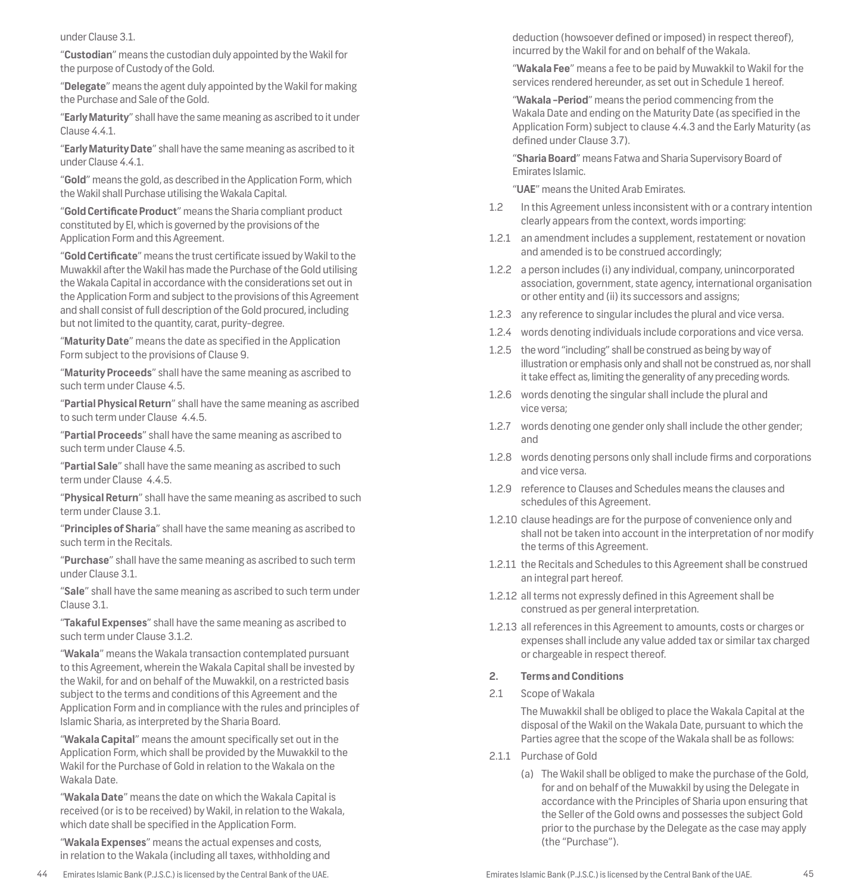under Clause 3.1.

"**Custodian**" means the custodian duly appointed by the Wakil for the purpose of Custody of the Gold.

"**Delegate**" means the agent duly appointed by the Wakil for making the Purchase and Sale of the Gold.

"**Early Maturity**" shall have the same meaning as ascribed to it under Clause 4.4.1.

"**Early Maturity Date**" shall have the same meaning as ascribed to it under Clause 4.4.1.

"**Gold**" means the gold, as described in the Application Form, which the Wakil shall Purchase utilising the Wakala Capital.

"**Gold Certificate Product**" means the Sharia compliant product constituted by EI, which is governed by the provisions of the Application Form and this Agreement.

"**Gold Certificate**" means the trust certificate issued by Wakil to the Muwakkil after the Wakil has made the Purchase of the Gold utilising the Wakala Capital in accordance with the considerations set out in the Application Form and subject to the provisions of this Agreement and shall consist of full description of the Gold procured, including but not limited to the quantity, carat, purity-degree.

"**Maturity Date**" means the date as specified in the Application Form subject to the provisions of Clause 9.

"**Maturity Proceeds**" shall have the same meaning as ascribed to such term under Clause 4.5.

"**Partial Physical Return**" shall have the same meaning as ascribed to such term under Clause 4.4.5.

"**Partial Proceeds**" shall have the same meaning as ascribed to such term under Clause 4.5.

"**Partial Sale**" shall have the same meaning as ascribed to such term under Clause 4.4.5.

"**Physical Return**" shall have the same meaning as ascribed to such term under Clause 3.1.

"**Principles of Sharia**" shall have the same meaning as ascribed to such term in the Recitals.

"**Purchase**" shall have the same meaning as ascribed to such term under Clause 3.1.

"**Sale**" shall have the same meaning as ascribed to such term under Clause 3.1.

"**Takaful Expenses**" shall have the same meaning as ascribed to such term under Clause 3.1.2.

"**Wakala**" means the Wakala transaction contemplated pursuant to this Agreement, wherein the Wakala Capital shall be invested by the Wakil, for and on behalf of the Muwakkil, on a restricted basis subject to the terms and conditions of this Agreement and the Application Form and in compliance with the rules and principles of Islamic Sharia, as interpreted by the Sharia Board.

"**Wakala Capital**" means the amount specifically set out in the Application Form, which shall be provided by the Muwakkil to the Wakil for the Purchase of Gold in relation to the Wakala on the Wakala Date.

"**Wakala Date**" means the date on which the Wakala Capital is received (or is to be received) by Wakil, in relation to the Wakala, which date shall be specified in the Application Form.

"**Wakala Expenses**" means the actual expenses and costs, in relation to the Wakala (including all taxes, withholding and deduction (howsoever defined or imposed) in respect thereof), incurred by the Wakil for and on behalf of the Wakala.

"**Wakala Fee**" means a fee to be paid by Muwakkil to Wakil for the services rendered hereunder, as set out in Schedule 1 hereof.

"**Wakala –Period**" means the period commencing from the Wakala Date and ending on the Maturity Date (as specified in the Application Form) subject to clause 4.4.3 and the Early Maturity (as defined under Clause 3.7).

"**Sharia Board**" means Fatwa and Sharia Supervisory Board of Emirates Islamic.

"**UAE**" means the United Arab Emirates.

1.2 In this Agreement unless inconsistent with or a contrary intention clearly appears from the context, words importing:

1.2.1 an amendment includes a supplement, restatement or novation and amended is to be construed accordingly;

1.2.2 a person includes (i) any individual, company, unincorporated association, government, state agency, international organisation or other entity and (ii) its successors and assigns;

1.2.3 any reference to singular includes the plural and vice versa.

1.2.4 words denoting individuals include corporations and vice versa.

1.2.5 the word "including" shall be construed as being by way of illustration or emphasis only and shall not be construed as, nor shall it take effect as, limiting the generality of any preceding words.

1.2.6 words denoting the singular shall include the plural and vice versa;

1.2.7 words denoting one gender only shall include the other gender; and

1.2.8 words denoting persons only shall include firms and corporations and vice versa.

1.2.9 reference to Clauses and Schedules means the clauses and schedules of this Agreement.

1.2.10 clause headings are for the purpose of convenience only and shall not be taken into account in the interpretation of nor modify the terms of this Agreement.

1.2.11 the Recitals and Schedules to this Agreement shall be construed an integral part hereof.

1.2.12 all terms not expressly defined in this Agreement shall be construed as per general interpretation.

1.2.13 all references in this Agreement to amounts, costs or charges or expenses shall include any value added tax or similar tax charged or chargeable in respect thereof.

## 2. Terms and Conditions

2.1 Scope of Wakala

The Muwakkil shall be obliged to place the Wakala Capital at the disposal of the Wakil on the Wakala Date, pursuant to which the Parties agree that the scope of the Wakala shall be as follows:

2.1.1 Purchase of Gold

(a) The Wakil shall be obliged to make the purchase of the Gold, for and on behalf of the Muwakkil by using the Delegate in accordance with the Principles of Sharia upon ensuring that the Seller of the Gold owns and possesses the subject Gold prior to the purchase by the Delegate as the case may apply (the "Purchase").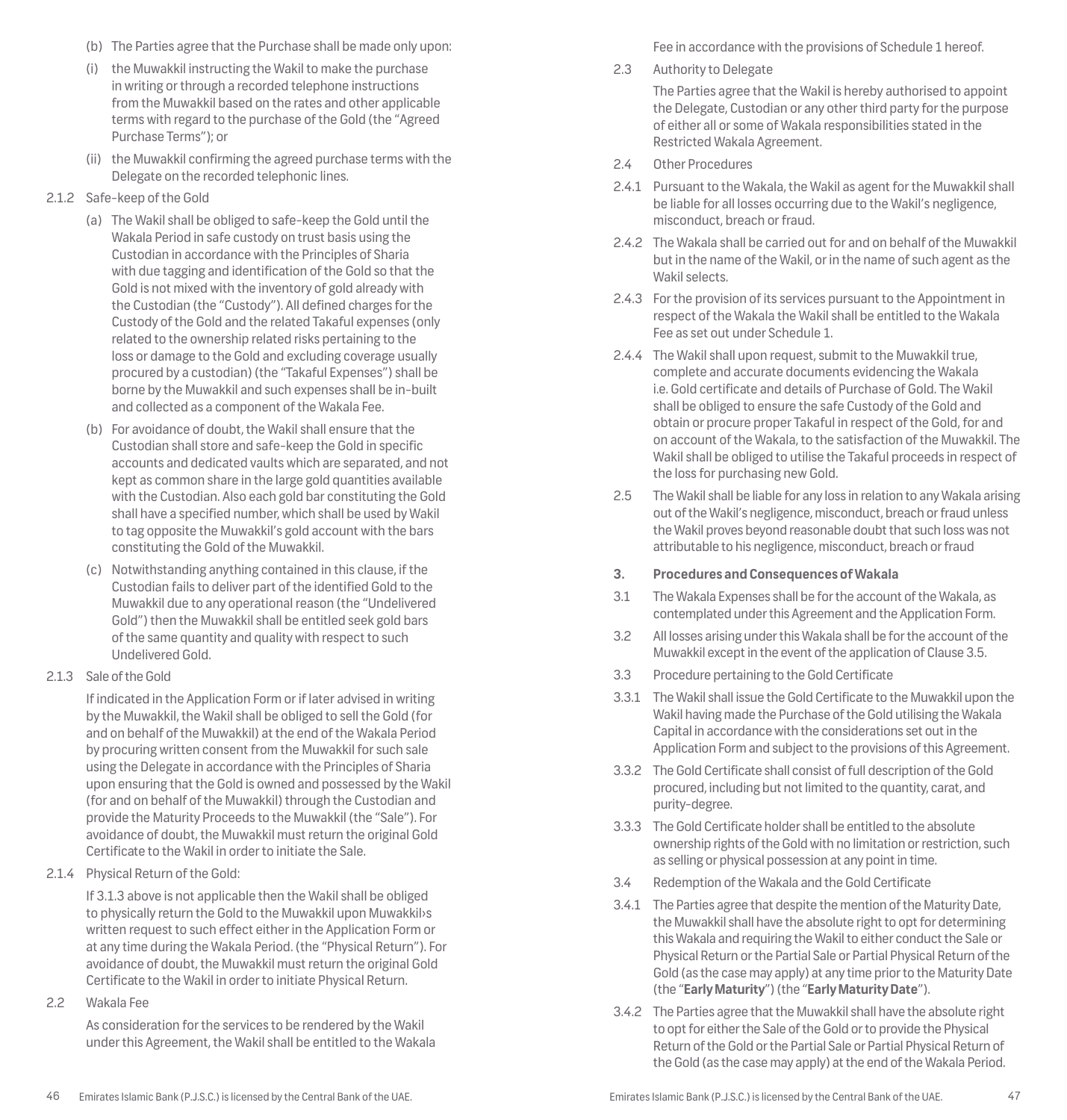(b) The Parties agree that the Purchase shall be made only upon:

(i) the Muwakkil instructing the Wakil to make the purchase in writing or through a recorded telephone instructions from the Muwakkil based on the rates and other applicable terms with regard to the purchase of the Gold (the "Agreed Purchase Terms"); or

(ii) the Muwakkil confirming the agreed purchase terms with the Delegate on the recorded telephonic lines.

2.1.2 Safe-keep of the Gold

(a) The Wakil shall be obliged to safe-keep the Gold until the Wakala Period in safe custody on trust basis using the Custodian in accordance with the Principles of Sharia with due tagging and identification of the Gold so that the Gold is not mixed with the inventory of gold already with the Custodian (the "Custody"). All defined charges for the Custody of the Gold and the related Takaful expenses (only related to the ownership related risks pertaining to the loss or damage to the Gold and excluding coverage usually procured by a custodian) (the "Takaful Expenses") shall be borne by the Muwakkil and such expenses shall be in-built and collected as a component of the Wakala Fee.

(b) For avoidance of doubt, the Wakil shall ensure that the Custodian shall store and safe-keep the Gold in specific accounts and dedicated vaults which are separated, and not kept as common share in the large gold quantities available with the Custodian. Also each gold bar constituting the Gold shall have a specified number, which shall be used by Wakil to tag opposite the Muwakkil's gold account with the bars constituting the Gold of the Muwakkil.

(c) Notwithstanding anything contained in this clause, if the Custodian fails to deliver part of the identified Gold to the Muwakkil due to any operational reason (the "Undelivered Gold") then the Muwakkil shall be entitled seek gold bars of the same quantity and quality with respect to such Undelivered Gold.

2.1.3 Sale of the Gold

If indicated in the Application Form or if later advised in writing by the Muwakkil, the Wakil shall be obliged to sell the Gold (for and on behalf of the Muwakkil) at the end of the Wakala Period by procuring written consent from the Muwakkil for such sale using the Delegate in accordance with the Principles of Sharia upon ensuring that the Gold is owned and possessed by the Wakil (for and on behalf of the Muwakkil) through the Custodian and provide the Maturity Proceeds to the Muwakkil (the "Sale"). For avoidance of doubt, the Muwakkil must return the original Gold Certificate to the Wakil in order to initiate the Sale.

2.1.4 Physical Return of the Gold:

If 3.1.3 above is not applicable then the Wakil shall be obliged to physically return the Gold to the Muwakkil upon Muwakkil›s written request to such effect either in the Application Form or at any time during the Wakala Period. (the "Physical Return"). For avoidance of doubt, the Muwakkil must return the original Gold Certificate to the Wakil in order to initiate Physical Return.

2.2 Wakala Fee

As consideration for the services to be rendered by the Wakil under this Agreement, the Wakil shall be entitled to the Wakala Fee in accordance with the provisions of Schedule 1 hereof.

2.3 Authority to Delegate

The Parties agree that the Wakil is hereby authorised to appoint the Delegate, Custodian or any other third party for the purpose of either all or some of Wakala responsibilities stated in the Restricted Wakala Agreement.

2.4 Other Procedures

2.4.1 Pursuant to the Wakala, the Wakil as agent for the Muwakkil shall be liable for all losses occurring due to the Wakil's negligence, misconduct, breach or fraud.

2.4.2 The Wakala shall be carried out for and on behalf of the Muwakkil but in the name of the Wakil, or in the name of such agent as the Wakil selects.

2.4.3 For the provision of its services pursuant to the Appointment in respect of the Wakala the Wakil shall be entitled to the Wakala Fee as set out under Schedule 1.

2.4.4 The Wakil shall upon request, submit to the Muwakkil true, complete and accurate documents evidencing the Wakala i.e. Gold certificate and details of Purchase of Gold. The Wakil shall be obliged to ensure the safe Custody of the Gold and obtain or procure proper Takaful in respect of the Gold, for and on account of the Wakala, to the satisfaction of the Muwakkil. The Wakil shall be obliged to utilise the Takaful proceeds in respect of the loss for purchasing new Gold.

2.5 The Wakil shall be liable for any loss in relation to any Wakala arising out of the Wakil's negligence, misconduct, breach or fraud unless the Wakil proves beyond reasonable doubt that such loss was not attributable to his negligence, misconduct, breach or fraud

**3. Procedures and Consequences of Wakala**

3.1 The Wakala Expenses shall be for the account of the Wakala, as contemplated under this Agreement and the Application Form.

3.2 All losses arising under this Wakala shall be for the account of the Muwakkil except in the event of the application of Clause 3.5.

3.3 Procedure pertaining to the Gold Certificate

3.3.1 The Wakil shall issue the Gold Certificate to the Muwakkil upon the Wakil having made the Purchase of the Gold utilising the Wakala Capital in accordance with the considerations set out in the Application Form and subject to the provisions of this Agreement.

3.3.2 The Gold Certificate shall consist of full description of the Gold procured, including but not limited to the quantity, carat, and purity-degree.

3.3.3 The Gold Certificate holder shall be entitled to the absolute ownership rights of the Gold with no limitation or restriction, such as selling or physical possession at any point in time.

3.4 Redemption of the Wakala and the Gold Certificate

3.4.1 The Parties agree that despite the mention of the Maturity Date, the Muwakkil shall have the absolute right to opt for determining this Wakala and requiring the Wakil to either conduct the Sale or Physical Return or the Partial Sale or Partial Physical Return of the Gold (as the case may apply) at any time prior to the Maturity Date (the "**Early Maturity**") (the "**Early Maturity Date**").

3.4.2 The Parties agree that the Muwakkil shall have the absolute right to opt for either the Sale of the Gold or to provide the Physical Return of the Gold or the Partial Sale or Partial Physical Return of the Gold (as the case may apply) at the end of the Wakala Period.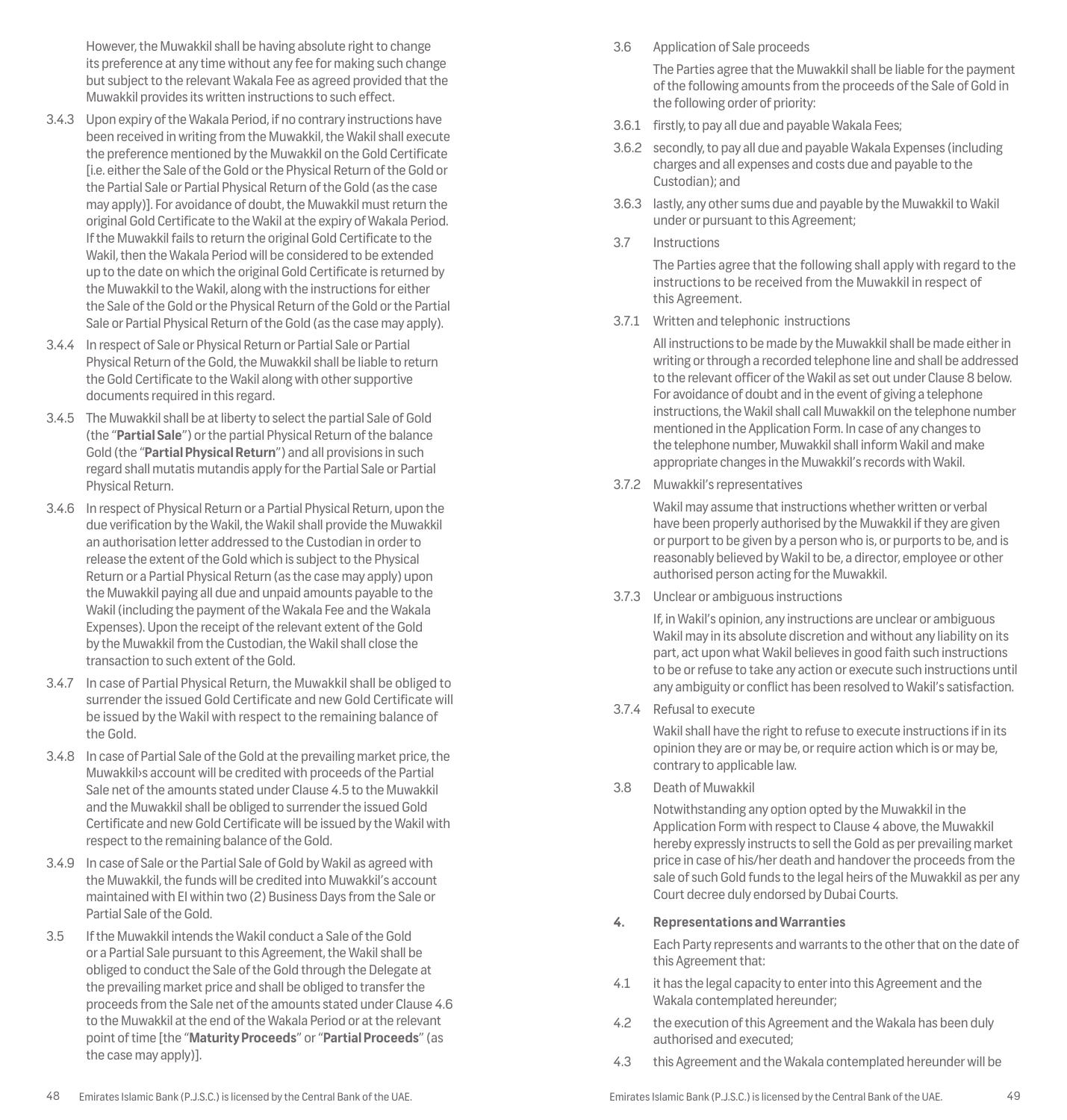However, the Muwakkil shall be having absolute right to change its preference at any time without any fee for making such change but subject to the relevant Wakala Fee as agreed provided that the Muwakkil provides its written instructions to such effect.

3.4.3 Upon expiry of the Wakala Period, if no contrary instructions have been received in writing from the Muwakkil, the Wakil shall execute the preference mentioned by the Muwakkil on the Gold Certificate [i.e. either the Sale of the Gold or the Physical Return of the Gold or the Partial Sale or Partial Physical Return of the Gold (as the case may apply)]. For avoidance of doubt, the Muwakkil must return the original Gold Certificate to the Wakil at the expiry of Wakala Period. If the Muwakkil fails to return the original Gold Certificate to the Wakil, then the Wakala Period will be considered to be extended up to the date on which the original Gold Certificate is returned by the Muwakkil to the Wakil, along with the instructions for either the Sale of the Gold or the Physical Return of the Gold or the Partial Sale or Partial Physical Return of the Gold (as the case may apply).

3.4.4 In respect of Sale or Physical Return or Partial Sale or Partial Physical Return of the Gold, the Muwakkil shall be liable to return the Gold Certificate to the Wakil along with other supportive documents required in this regard.

3.4.5 The Muwakkil shall be at liberty to select the partial Sale of Gold (the "**Partial Sale**") or the partial Physical Return of the balance Gold (the "**Partial Physical Return**") and all provisions in such regard shall mutatis mutandis apply for the Partial Sale or Partial Physical Return.

3.4.6 In respect of Physical Return or a Partial Physical Return, upon the due verification by the Wakil, the Wakil shall provide the Muwakkil an authorisation letter addressed to the Custodian in order to release the extent of the Gold which is subject to the Physical Return or a Partial Physical Return (as the case may apply) upon the Muwakkil paying all due and unpaid amounts payable to the Wakil (including the payment of the Wakala Fee and the Wakala Expenses). Upon the receipt of the relevant extent of the Gold by the Muwakkil from the Custodian, the Wakil shall close the transaction to such extent of the Gold.

3.4.7 In case of Partial Physical Return, the Muwakkil shall be obliged to surrender the issued Gold Certificate and new Gold Certificate will be issued by the Wakil with respect to the remaining balance of the Gold.

3.4.8 In case of Partial Sale of the Gold at the prevailing market price, the Muwakkil›s account will be credited with proceeds of the Partial Sale net of the amounts stated under Clause 4.5 to the Muwakkil and the Muwakkil shall be obliged to surrender the issued Gold Certificate and new Gold Certificate will be issued by the Wakil with respect to the remaining balance of the Gold.

3.4.9 In case of Sale or the Partial Sale of Gold by Wakil as agreed with the Muwakkil, the funds will be credited into Muwakkil's account maintained with EI within two (2) Business Days from the Sale or Partial Sale of the Gold.

3.5 If the Muwakkil intends the Wakil conduct a Sale of the Gold or a Partial Sale pursuant to this Agreement, the Wakil shall be obliged to conduct the Sale of the Gold through the Delegate at the prevailing market price and shall be obliged to transfer the proceeds from the Sale net of the amounts stated under Clause 4.6 to the Muwakkil at the end of the Wakala Period or at the relevant point of time [the "**Maturity Proceeds**" or "**Partial Proceeds**" (as the case may apply)].

3.6 Application of Sale proceeds

The Parties agree that the Muwakkil shall be liable for the payment of the following amounts from the proceeds of the Sale of Gold in the following order of priority:

3.6.1 firstly, to pay all due and payable Wakala Fees;

3.6.2 secondly, to pay all due and payable Wakala Expenses (including charges and all expenses and costs due and payable to the Custodian); and

3.6.3 lastly, any other sums due and payable by the Muwakkil to Wakil under or pursuant to this Agreement;

3.7 Instructions

The Parties agree that the following shall apply with regard to the instructions to be received from the Muwakkil in respect of this Agreement.

3.7.1 Written and telephonic instructions

All instructions to be made by the Muwakkil shall be made either in writing or through a recorded telephone line and shall be addressed to the relevant officer of the Wakil as set out under Clause 8 below. For avoidance of doubt and in the event of giving a telephone instructions, the Wakil shall call Muwakkil on the telephone number mentioned in the Application Form. In case of any changes to the telephone number, Muwakkil shall inform Wakil and make appropriate changes in the Muwakkil's records with Wakil.

3.7.2 Muwakkil's representatives

Wakil may assume that instructions whether written or verbal have been properly authorised by the Muwakkil if they are given or purport to be given by a person who is, or purports to be, and is reasonably believed by Wakil to be, a director, employee or other authorised person acting for the Muwakkil.

3.7.3 Unclear or ambiguous instructions

If, in Wakil's opinion, any instructions are unclear or ambiguous Wakil may in its absolute discretion and without any liability on its part, act upon what Wakil believes in good faith such instructions to be or refuse to take any action or execute such instructions until any ambiguity or conflict has been resolved to Wakil's satisfaction.

3.7.4 Refusal to execute

Wakil shall have the right to refuse to execute instructions if in its opinion they are or may be, or require action which is or may be, contrary to applicable law.

3.8 Death of Muwakkil

Notwithstanding any option opted by the Muwakkil in the Application Form with respect to Clause 4 above, the Muwakkil hereby expressly instructs to sell the Gold as per prevailing market price in case of his/her death and handover the proceeds from the sale of such Gold funds to the legal heirs of the Muwakkil as per any Court decree duly endorsed by Dubai Courts.

## 4. Representations and Warranties

Each Party represents and warrants to the other that on the date of this Agreement that:

4.1 it has the legal capacity to enter into this Agreement and the Wakala contemplated hereunder;

4.2 the execution of this Agreement and the Wakala has been duly authorised and executed;

4.3 this Agreement and the Wakala contemplated hereunder will be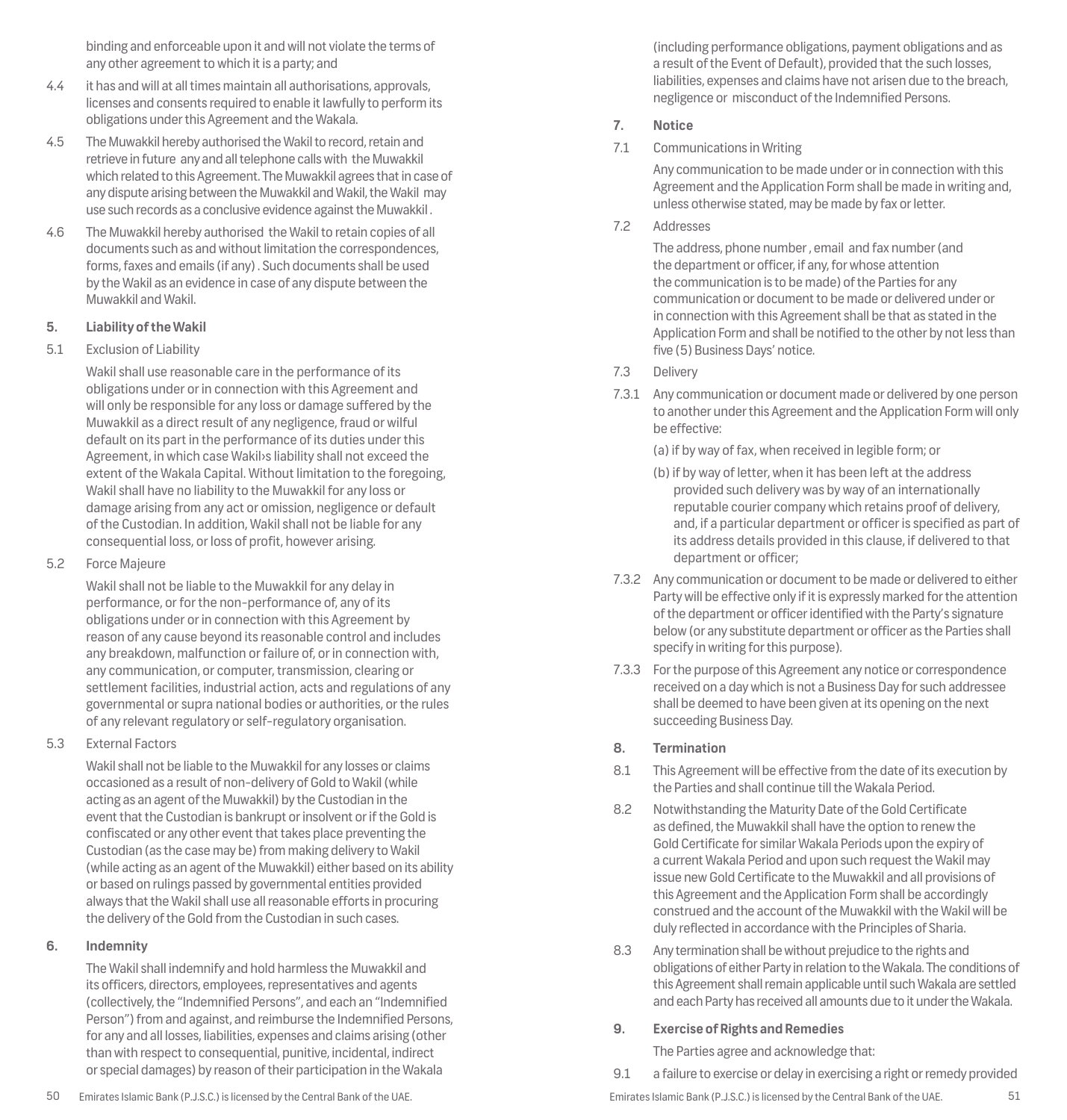binding and enforceable upon it and will not violate the terms of any other agreement to which it is a party; and

4.4 it has and will at all times maintain all authorisations, approvals, licenses and consents required to enable it lawfully to perform its obligations under this Agreement and the Wakala.

4.5 The Muwakkil hereby authorised the Wakil to record, retain and retrieve in future any and all telephone calls with the Muwakkil which related to this Agreement. The Muwakkil agrees that in case of any dispute arising between the Muwakkil and Wakil, the Wakil may use such records as a conclusive evidence against the Muwakkil .

4.6 The Muwakkil hereby authorised the Wakil to retain copies of all documents such as and without limitation the correspondences, forms, faxes and emails (if any) . Such documents shall be used by the Wakil as an evidence in case of any dispute between the Muwakkil and Wakil.

**5. Liability of the Wakil**

5.1 Exclusion of Liability

Wakil shall use reasonable care in the performance of its obligations under or in connection with this Agreement and will only be responsible for any loss or damage suffered by the Muwakkil as a direct result of any negligence, fraud or wilful default on its part in the performance of its duties under this Agreement, in which case Wakil›s liability shall not exceed the extent of the Wakala Capital. Without limitation to the foregoing, Wakil shall have no liability to the Muwakkil for any loss or damage arising from any act or omission, negligence or default of the Custodian. In addition, Wakil shall not be liable for any consequential loss, or loss of profit, however arising.

5.2 Force Majeure

Wakil shall not be liable to the Muwakkil for any delay in performance, or for the non-performance of, any of its obligations under or in connection with this Agreement by reason of any cause beyond its reasonable control and includes any breakdown, malfunction or failure of, or in connection with, any communication, or computer, transmission, clearing or settlement facilities, industrial action, acts and regulations of any governmental or supra national bodies or authorities, or the rules of any relevant regulatory or self-regulatory organisation.

5.3 External Factors

Wakil shall not be liable to the Muwakkil for any losses or claims occasioned as a result of non-delivery of Gold to Wakil (while acting as an agent of the Muwakkil) by the Custodian in the event that the Custodian is bankrupt or insolvent or if the Gold is confiscated or any other event that takes place preventing the Custodian (as the case may be) from making delivery to Wakil (while acting as an agent of the Muwakkil) either based on its ability or based on rulings passed by governmental entities provided always that the Wakil shall use all reasonable efforts in procuring the delivery of the Gold from the Custodian in such cases.

**6. Indemnity**

The Wakil shall indemnify and hold harmless the Muwakkil and its officers, directors, employees, representatives and agents (collectively, the "Indemnified Persons", and each an "Indemnified Person") from and against, and reimburse the Indemnified Persons, for any and all losses, liabilities, expenses and claims arising (other than with respect to consequential, punitive, incidental, indirect or special damages) by reason of their participation in the Wakala (including performance obligations, payment obligations and as a result of the Event of Default), provided that the such losses, liabilities, expenses and claims have not arisen due to the breach, negligence or misconduct of the Indemnified Persons.

**7. Notice**

7.1 Communications in Writing

Any communication to be made under or in connection with this Agreement and the Application Form shall be made in writing and, unless otherwise stated, may be made by fax or letter.

7.2 Addresses

The address, phone number , email and fax number (and the department or officer, if any, for whose attention the communication is to be made) of the Parties for any communication or document to be made or delivered under or in connection with this Agreement shall be that as stated in the Application Form and shall be notified to the other by not less than five (5) Business Days' notice.

7.3 Delivery

7.3.1 Any communication or document made or delivered by one person to another under this Agreement and the Application Form will only be effective:

(a) if by way of fax, when received in legible form; or

(b) if by way of letter, when it has been left at the address provided such delivery was by way of an internationally reputable courier company which retains proof of delivery, and, if a particular department or officer is specified as part of its address details provided in this clause, if delivered to that department or officer;

7.3.2 Any communication or document to be made or delivered to either Party will be effective only if it is expressly marked for the attention of the department or officer identified with the Party's signature below (or any substitute department or officer as the Parties shall specify in writing for this purpose).

7.3.3 For the purpose of this Agreement any notice or correspondence received on a day which is not a Business Day for such addressee shall be deemed to have been given at its opening on the next succeeding Business Day.

**8. Termination**

8.1 This Agreement will be effective from the date of its execution by the Parties and shall continue till the Wakala Period.

8.2 Notwithstanding the Maturity Date of the Gold Certificate as defined, the Muwakkil shall have the option to renew the Gold Certificate for similar Wakala Periods upon the expiry of a current Wakala Period and upon such request the Wakil may issue new Gold Certificate to the Muwakkil and all provisions of this Agreement and the Application Form shall be accordingly construed and the account of the Muwakkil with the Wakil will be duly reflected in accordance with the Principles of Sharia.

8.3 Any termination shall be without prejudice to the rights and obligations of either Party in relation to the Wakala. The conditions of this Agreement shall remain applicable until such Wakala are settled and each Party has received all amounts due to it under the Wakala.

**9. Exercise of Rights and Remedies**

The Parties agree and acknowledge that:

9.1 a failure to exercise or delay in exercising a right or remedy provided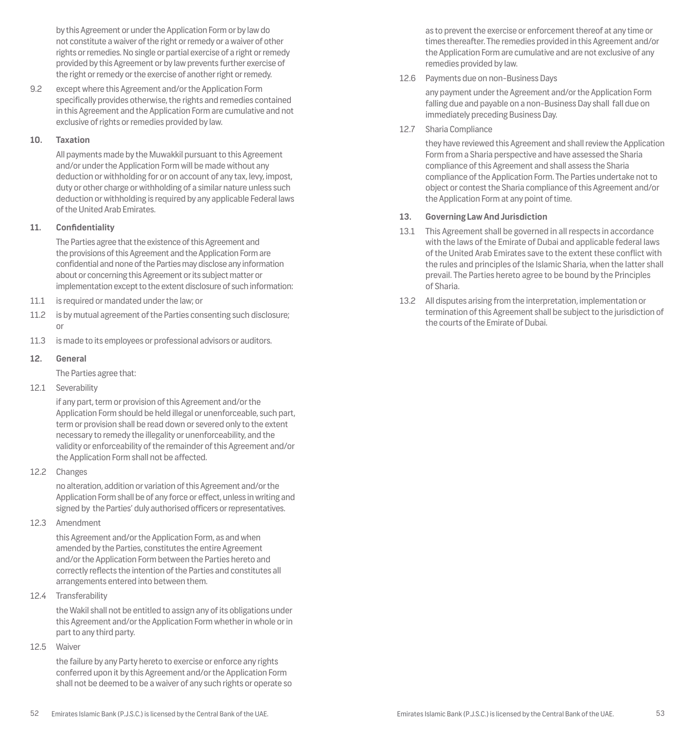by this Agreement or under the Application Form or by law do not constitute a waiver of the right or remedy or a waiver of other rights or remedies. No single or partial exercise of a right or remedy provided by this Agreement or by law prevents further exercise of the right or remedy or the exercise of another right or remedy.

9.2 except where this Agreement and/or the Application Form specifically provides otherwise, the rights and remedies contained in this Agreement and the Application Form are cumulative and not exclusive of rights or remedies provided by law.

**10. Taxation**

All payments made by the Muwakkil pursuant to this Agreement and/or under the Application Form will be made without any deduction or withholding for or on account of any tax, levy, impost, duty or other charge or withholding of a similar nature unless such deduction or withholding is required by any applicable Federal laws of the United Arab Emirates.

**11. Confidentiality**

The Parties agree that the existence of this Agreement and the provisions of this Agreement and the Application Form are confidential and none of the Parties may disclose any information about or concerning this Agreement or its subject matter or implementation except to the extent disclosure of such information:

11.1 is required or mandated under the law; or

11.2 is by mutual agreement of the Parties consenting such disclosure; or

11.3 is made to its employees or professional advisors or auditors.

**12. General**

The Parties agree that:

12.1 Severability

if any part, term or provision of this Agreement and/or the Application Form should be held illegal or unenforceable, such part, term or provision shall be read down or severed only to the extent necessary to remedy the illegality or unenforceability, and the validity or enforceability of the remainder of this Agreement and/or the Application Form shall not be affected.

12.2 Changes

no alteration, addition or variation of this Agreement and/or the Application Form shall be of any force or effect, unless in writing and signed by the Parties' duly authorised officers or representatives.

12.3 Amendment

this Agreement and/or the Application Form, as and when amended by the Parties, constitutes the entire Agreement and/or the Application Form between the Parties hereto and correctly reflects the intention of the Parties and constitutes all arrangements entered into between them.

12.4 Transferability

the Wakil shall not be entitled to assign any of its obligations under this Agreement and/or the Application Form whether in whole or in part to any third party.

12.5 Waiver

the failure by any Party hereto to exercise or enforce any rights conferred upon it by this Agreement and/or the Application Form shall not be deemed to be a waiver of any such rights or operate so as to prevent the exercise or enforcement thereof at any time or times thereafter. The remedies provided in this Agreement and/or the Application Form are cumulative and are not exclusive of any remedies provided by law.

12.6 Payments due on non-Business Days

any payment under the Agreement and/or the Application Form falling due and payable on a non-Business Day shall fall due on immediately preceding Business Day.

12.7 Sharia Compliance

they have reviewed this Agreement and shall review the Application Form from a Sharia perspective and have assessed the Sharia compliance of this Agreement and shall assess the Sharia compliance of the Application Form. The Parties undertake not to object or contest the Sharia compliance of this Agreement and/or the Application Form at any point of time.

**13. Governing Law And Jurisdiction**

13.1 This Agreement shall be governed in all respects in accordance with the laws of the Emirate of Dubai and applicable federal laws of the United Arab Emirates save to the extent these conflict with the rules and principles of the Islamic Sharia, when the latter shall prevail. The Parties hereto agree to be bound by the Principles of Sharia.

13.2 All disputes arising from the interpretation, implementation or termination of this Agreement shall be subject to the jurisdiction of the courts of the Emirate of Dubai.